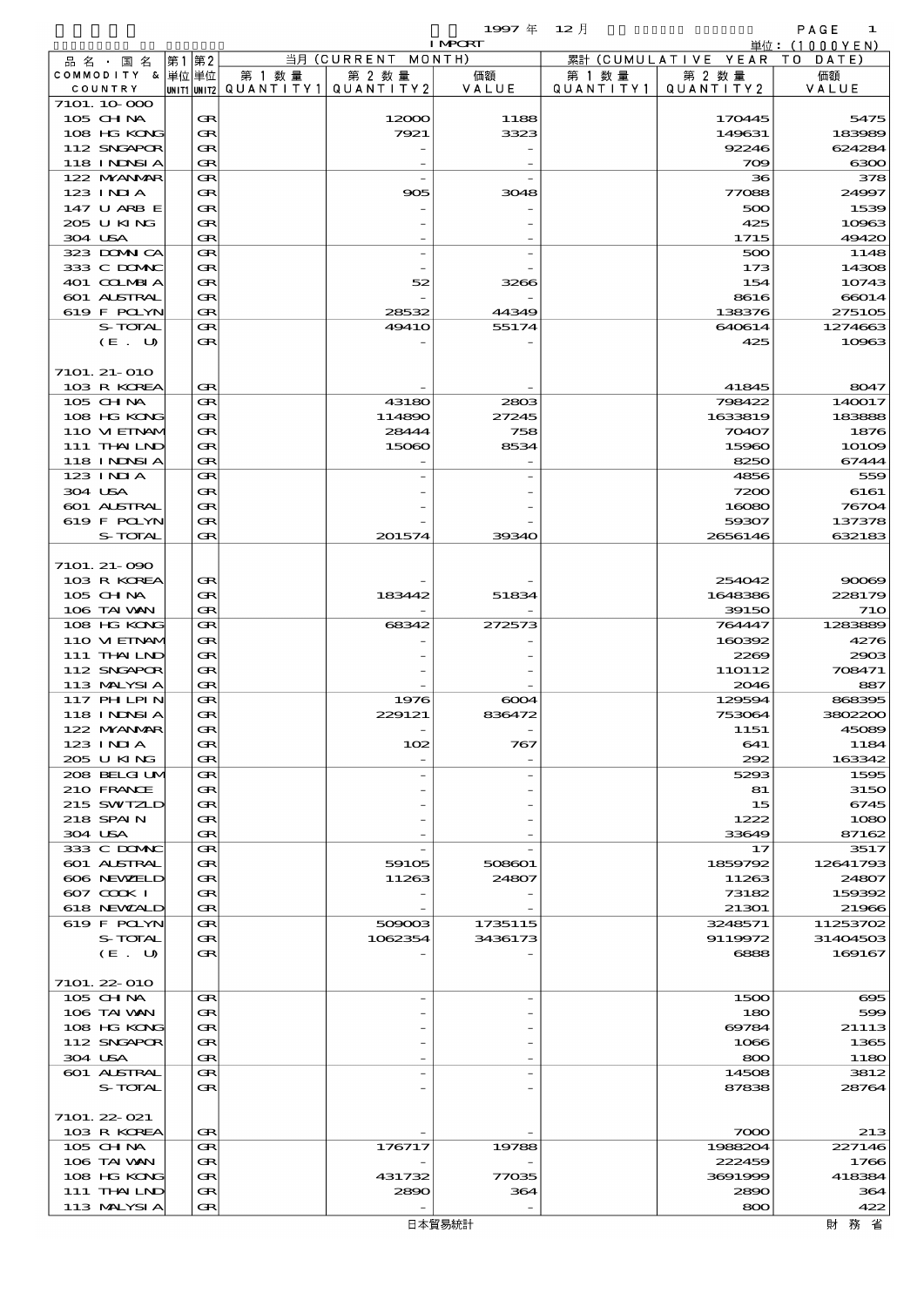1997 年 12 月

IMPORT

単位：(1000YEN)

| 品名・国名 COMMODITY & COUNTRY | 第1 単位 UNIT1 | 第2 単位 UNIT2 | 当月 (CURRENT MONTH) 第1数量 QUANTITY1 | 第2数量 QUANTITY2 | 価額 VALUE | 累計 (CUMULATIVE YEAR TO DATE) 第1数量 QUANTITY1 | 第2数量 QUANTITY2 | 価額 VALUE |
|---|---|---|---|---|---|---|---|---|
| 7101.10-000 | | | | | | | | |
| 105 CHINA | | GR | | 12000 | 1188 | | 170445 | 5475 |
| 108 HG KONG | | GR | | 7921 | 3323 | | 149631 | 183989 |
| 112 SNGAPOR | | GR | | - | - | | 92246 | 624284 |
| 118 INDNSIA | | GR | | - | - | | 709 | 6300 |
| 122 MYANMAR | | GR | | - | - | | 36 | 378 |
| 123 INDIA | | GR | | 905 | 3048 | | 77088 | 24997 |
| 147 U ARB E | | GR | | - | - | | 500 | 1539 |
| 205 U KING | | GR | | - | - | | 425 | 10963 |
| 304 USA | | GR | | - | - | | 1715 | 49420 |
| 323 DOMNICA | | GR | | - | - | | 500 | 1148 |
| 333 C DOMNC | | GR | | - | - | | 173 | 14308 |
| 401 COLMBIA | | GR | | 52 | 3266 | | 154 | 10743 |
| 601 AUSTRAL | | GR | | - | - | | 8616 | 66014 |
| 619 F POLYN | | GR | | 28532 | 44349 | | 138376 | 275105 |
| S-TOTAL | | GR | | 49410 | 55174 | | 640614 | 1274663 |
| (E. U) | | GR | | - | - | | 425 | 10963 |
| | | | | | | | | |
| 7101.21-010 | | | | | | | | |
| 103 R KOREA | | GR | | - | - | | 41845 | 8047 |
| 105 CHINA | | GR | | 43180 | 2803 | | 798422 | 140017 |
| 108 HG KONG | | GR | | 114890 | 27245 | | 1633819 | 183888 |
| 110 VIETNAM | | GR | | 28444 | 758 | | 70407 | 1876 |
| 111 THAILND | | GR | | 15060 | 8534 | | 15960 | 10109 |
| 118 INDNSIA | | GR | | - | - | | 8250 | 67444 |
| 123 INDIA | | GR | | - | - | | 4856 | 559 |
| 304 USA | | GR | | - | - | | 7200 | 6161 |
| 601 AUSTRAL | | GR | | - | - | | 16080 | 76704 |
| 619 F POLYN | | GR | | - | - | | 59307 | 137378 |
| S-TOTAL | | GR | | 201574 | 39340 | | 2656146 | 632183 |
| | | | | | | | | |
| 7101.21-090 | | | | | | | | |
| 103 R KOREA | | GR | | - | - | | 254042 | 90069 |
| 105 CHINA | | GR | | 183442 | 51834 | | 1648386 | 228179 |
| 106 TAIWAN | | GR | | - | - | | 39150 | 710 |
| 108 HG KONG | | GR | | 68342 | 272573 | | 764447 | 1283889 |
| 110 VIETNAM | | GR | | - | - | | 160392 | 4276 |
| 111 THAILND | | GR | | - | - | | 2269 | 2903 |
| 112 SNGAPOR | | GR | | - | - | | 110112 | 708471 |
| 113 MALYSIA | | GR | | - | - | | 2046 | 887 |
| 117 PHLPIN | | GR | | 1976 | 6004 | | 129594 | 868395 |
| 118 INDNSIA | | GR | | 229121 | 836472 | | 753064 | 3802200 |
| 122 MYANMAR | | GR | | - | - | | 1151 | 45089 |
| 123 INDIA | | GR | | 102 | 767 | | 641 | 1184 |
| 205 U KING | | GR | | - | - | | 292 | 163342 |
| 208 BELGIUM | | GR | | - | - | | 5293 | 1595 |
| 210 FRANCE | | GR | | - | - | | 81 | 3150 |
| 215 SWTZLD | | GR | | - | - | | 15 | 6745 |
| 218 SPAIN | | GR | | - | - | | 1222 | 1080 |
| 304 USA | | GR | | - | - | | 33649 | 87162 |
| 333 C DOMNC | | GR | | - | - | | 17 | 3517 |
| 601 AUSTRAL | | GR | | 59105 | 508601 | | 1859792 | 12641793 |
| 606 NEWZELD | | GR | | 11263 | 24807 | | 11263 | 24807 |
| 607 COOK I | | GR | | - | - | | 73182 | 159392 |
| 618 NEWCALD | | GR | | - | - | | 21301 | 21966 |
| 619 F POLYN | | GR | | 509003 | 1735115 | | 3248571 | 11253702 |
| S-TOTAL | | GR | | 1062354 | 3436173 | | 9119972 | 31404503 |
| (E. U) | | GR | | - | - | | 6888 | 169167 |
| | | | | | | | | |
| 7101.22-010 | | | | | | | | |
| 105 CHINA | | GR | | - | - | | 1500 | 695 |
| 106 TAIWAN | | GR | | - | - | | 180 | 599 |
| 108 HG KONG | | GR | | - | - | | 69784 | 21113 |
| 112 SNGAPOR | | GR | | - | - | | 1066 | 1365 |
| 304 USA | | GR | | - | - | | 800 | 1180 |
| 601 AUSTRAL | | GR | | - | - | | 14508 | 3812 |
| S-TOTAL | | GR | | - | - | | 87838 | 28764 |
| | | | | | | | | |
| 7101.22-021 | | | | | | | | |
| 103 R KOREA | | GR | | - | - | | 7000 | 213 |
| 105 CHINA | | GR | | 176717 | 19788 | | 1988204 | 227146 |
| 106 TAIWAN | | GR | | - | - | | 222459 | 1766 |
| 108 HG KONG | | GR | | 431732 | 77035 | | 3691999 | 418384 |
| 111 THAILND | | GR | | 2890 | 364 | | 2890 | 364 |
| 113 MALYSIA | | GR | | - | - | | 800 | 422 |

日本貿易統計

財務省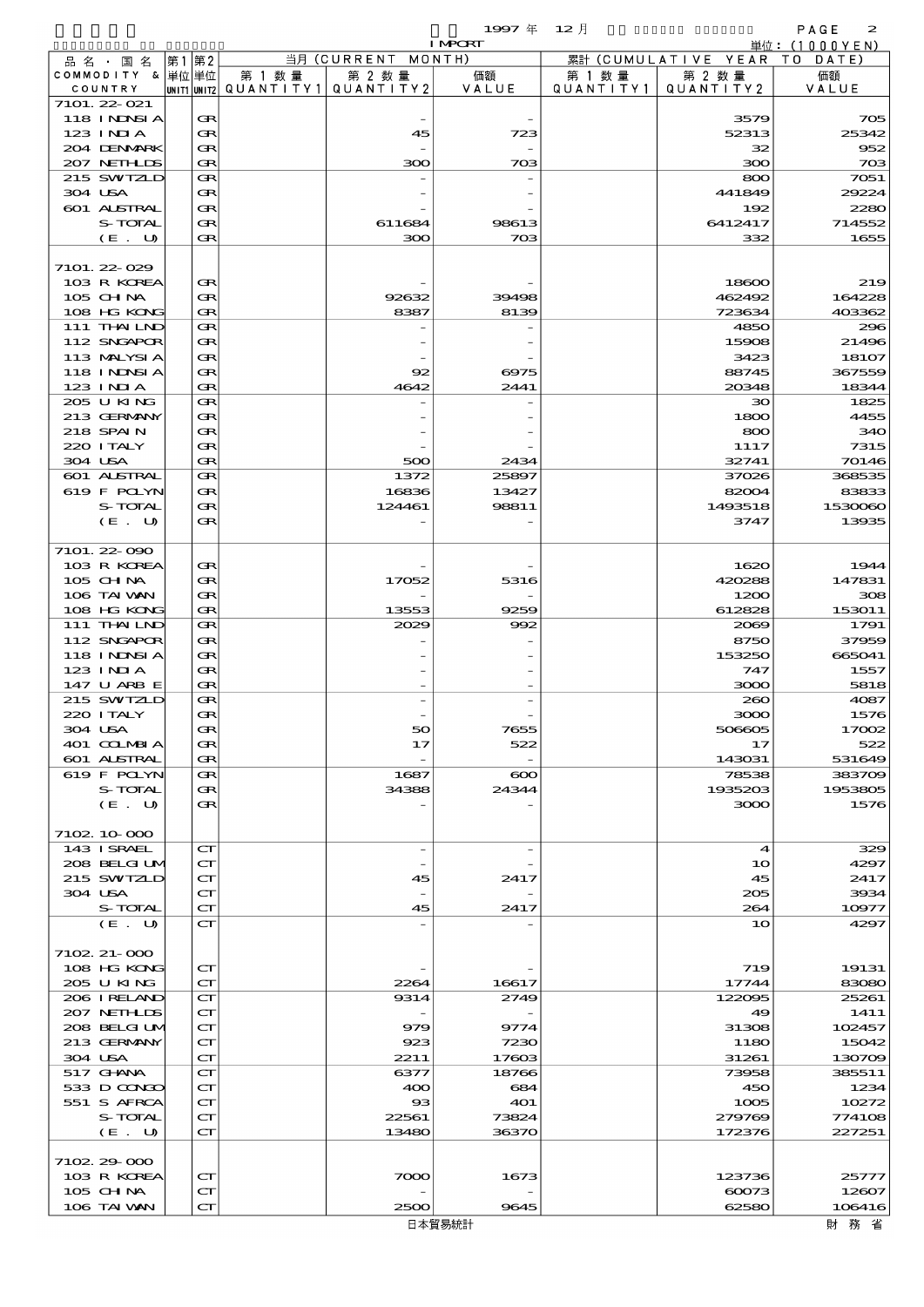1997 年 12 月 IMPORT

単位：(1000YEN)

| 品名・国名 COMMODITY & COUNTRY | 第1 単位 UNIT1 | 第2 単位 UNIT2 | 当月 (CURRENT MONTH) 第1数量 QUANTITY1 | 第2数量 QUANTITY2 | 価額 VALUE | 累計 (CUMULATIVE YEAR TO DATE) 第1数量 QUANTITY1 | 第2数量 QUANTITY2 | 価額 VALUE |
|---|---|---|---|---|---|---|---|---|
| 7101.22-021 | | | | | | | | |
| 118 INDNSIA | | GR | | - | - | | 3579 | 705 |
| 123 INDIA | | GR | | 45 | 723 | | 52313 | 25342 |
| 204 DENMARK | | GR | | - | - | | 32 | 952 |
| 207 NETHLDS | | GR | | 300 | 703 | | 300 | 703 |
| 215 SWTZLD | | GR | | - | - | | 800 | 7051 |
| 304 USA | | GR | | - | - | | 441849 | 29224 |
| 601 AUSTRAL | | GR | | - | - | | 192 | 2280 |
| S-TOTAL | | GR | | 611684 | 98613 | | 6412417 | 714552 |
| (E. U) | | GR | | 300 | 703 | | 332 | 1655 |
| 7101.22-029 | | | | | | | | |
| 103 R KOREA | | GR | | - | - | | 18600 | 219 |
| 105 CHINA | | GR | | 92632 | 39498 | | 462492 | 164228 |
| 108 HG KONG | | GR | | 8387 | 8139 | | 723634 | 403362 |
| 111 THAILND | | GR | | - | - | | 4850 | 296 |
| 112 SNGAPOR | | GR | | - | - | | 15908 | 21496 |
| 113 MALYSIA | | GR | | - | - | | 3423 | 18107 |
| 118 INDNSIA | | GR | | 92 | 6975 | | 88745 | 367559 |
| 123 INDIA | | GR | | 4642 | 2441 | | 20348 | 18344 |
| 205 U KING | | GR | | - | - | | 30 | 1825 |
| 213 GERMANY | | GR | | - | - | | 1800 | 4455 |
| 218 SPAIN | | GR | | - | - | | 800 | 340 |
| 220 ITALY | | GR | | - | - | | 1117 | 7315 |
| 304 USA | | GR | | 500 | 2434 | | 32741 | 70146 |
| 601 AUSTRAL | | GR | | 1372 | 25897 | | 37026 | 368535 |
| 619 F POLYN | | GR | | 16836 | 13427 | | 82004 | 83833 |
| S-TOTAL | | GR | | 124461 | 98811 | | 1493518 | 1530060 |
| (E. U) | | GR | | - | - | | 3747 | 13935 |
| 7101.22-090 | | | | | | | | |
| 103 R KOREA | | GR | | - | - | | 1620 | 1944 |
| 105 CHINA | | GR | | 17052 | 5316 | | 420288 | 147831 |
| 106 TAIWAN | | GR | | - | - | | 1200 | 308 |
| 108 HG KONG | | GR | | 13553 | 9259 | | 612828 | 153011 |
| 111 THAILND | | GR | | 2029 | 992 | | 2069 | 1791 |
| 112 SNGAPOR | | GR | | - | - | | 8750 | 37959 |
| 118 INDNSIA | | GR | | - | - | | 153250 | 665041 |
| 123 INDIA | | GR | | - | - | | 747 | 1557 |
| 147 U ARB E | | GR | | - | - | | 3000 | 5818 |
| 215 SWTZLD | | GR | | - | - | | 260 | 4087 |
| 220 ITALY | | GR | | - | - | | 3000 | 1576 |
| 304 USA | | GR | | 50 | 7655 | | 506605 | 17002 |
| 401 COLMBIA | | GR | | 17 | 522 | | 17 | 522 |
| 601 AUSTRAL | | GR | | - | - | | 143031 | 531649 |
| 619 F POLYN | | GR | | 1687 | 600 | | 78538 | 383709 |
| S-TOTAL | | GR | | 34388 | 24344 | | 1935203 | 1953805 |
| (E. U) | | GR | | - | - | | 3000 | 1576 |
| 7102.10-000 | | | | | | | | |
| 143 ISRAEL | | CT | | - | - | | 4 | 329 |
| 208 BELGIUM | | CT | | - | - | | 10 | 4297 |
| 215 SWTZLD | | CT | | 45 | 2417 | | 45 | 2417 |
| 304 USA | | CT | | - | - | | 205 | 3934 |
| S-TOTAL | | CT | | 45 | 2417 | | 264 | 10977 |
| (E. U) | | CT | | - | - | | 10 | 4297 |
| 7102.21-000 | | | | | | | | |
| 108 HG KONG | | CT | | - | - | | 719 | 19131 |
| 205 U KING | | CT | | 2264 | 16617 | | 17744 | 83080 |
| 206 IRELAND | | CT | | 9314 | 2749 | | 122095 | 25261 |
| 207 NETHLDS | | CT | | - | - | | 49 | 1411 |
| 208 BELGIUM | | CT | | 979 | 9774 | | 31308 | 102457 |
| 213 GERMANY | | CT | | 923 | 7230 | | 1180 | 15042 |
| 304 USA | | CT | | 2211 | 17603 | | 31261 | 130709 |
| 517 GHANA | | CT | | 6377 | 18766 | | 73958 | 385511 |
| 533 D CONGO | | CT | | 400 | 684 | | 450 | 1234 |
| 551 S AFRCA | | CT | | 93 | 401 | | 1005 | 10272 |
| S-TOTAL | | CT | | 22561 | 73824 | | 279769 | 774108 |
| (E. U) | | CT | | 13480 | 36370 | | 172376 | 227251 |
| 7102.29-000 | | | | | | | | |
| 103 R KOREA | | CT | | 7000 | 1673 | | 123736 | 25777 |
| 105 CHINA | | CT | | - | - | | 60073 | 12607 |
| 106 TAIWAN | | CT | | 2500 | 9645 | | 62580 | 106416 |

日本貿易統計　　財務省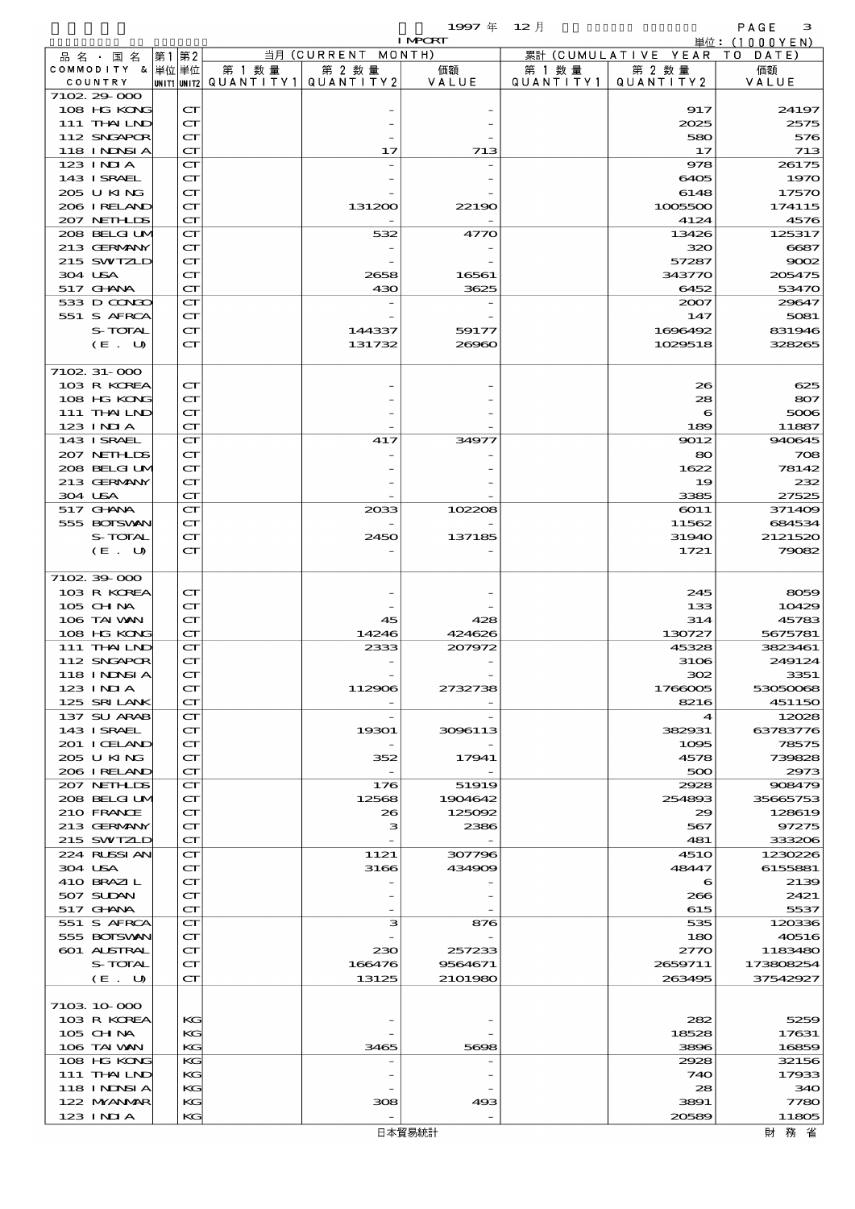| 品名・国名 COMMODITY & COUNTRY | 第1 単位 UNIT1 | 第2 単位 UNIT2 | 当月 (CURRENT MONTH) 第1数量 QUANTITY1 | 第2数量 QUANTITY2 | 価額 VALUE | 累計 (CUMULATIVE YEAR TO DATE) 第1数量 QUANTITY1 | 第2数量 QUANTITY2 | 価額 VALUE |
|---|---|---|---|---|---|---|---|---|
| 7102.29-000 | | | | | | | | |
| 108 HG KONG | | CT | | - | - | | 917 | 24197 |
| 111 THAILND | | CT | | - | - | | 2025 | 2575 |
| 112 SNGAPOR | | CT | | - | - | | 580 | 576 |
| 118 INDNSIA | | CT | | 17 | 713 | | 17 | 713 |
| 123 INDIA | | CT | | - | - | | 978 | 26175 |
| 143 ISRAEL | | CT | | - | - | | 6405 | 1970 |
| 205 U KING | | CT | | - | - | | 6148 | 17570 |
| 206 IRELAND | | CT | | 131200 | 22190 | | 1005500 | 174115 |
| 207 NETHLDS | | CT | | - | - | | 4124 | 4576 |
| 208 BELGIUM | | CT | | 532 | 4770 | | 13426 | 125317 |
| 213 GERMANY | | CT | | - | - | | 320 | 6687 |
| 215 SWITZLD | | CT | | - | - | | 57287 | 9002 |
| 304 USA | | CT | | 2658 | 16561 | | 343770 | 205475 |
| 517 GHANA | | CT | | 430 | 3625 | | 6452 | 53470 |
| 533 D CONGO | | CT | | - | - | | 2007 | 29647 |
| 551 S AFRCA | | CT | | - | - | | 147 | 5081 |
| S-TOTAL | | CT | | 144337 | 59177 | | 1696492 | 831946 |
| (E. U) | | CT | | 131732 | 26960 | | 1029518 | 328265 |
| 7102.31-000 | | | | | | | | |
| 103 R KOREA | | CT | | - | - | | 26 | 625 |
| 108 HG KONG | | CT | | - | - | | 28 | 807 |
| 111 THAILND | | CT | | - | - | | 6 | 5006 |
| 123 INDIA | | CT | | - | - | | 189 | 11887 |
| 143 ISRAEL | | CT | | 417 | 34977 | | 9012 | 940645 |
| 207 NETHLDS | | CT | | - | - | | 80 | 708 |
| 208 BELGIUM | | CT | | - | - | | 1622 | 78142 |
| 213 GERMANY | | CT | | - | - | | 19 | 232 |
| 304 USA | | CT | | - | - | | 3385 | 27525 |
| 517 GHANA | | CT | | 2033 | 102208 | | 6011 | 371409 |
| 555 BOTSWAN | | CT | | - | - | | 11562 | 684534 |
| S-TOTAL | | CT | | 2450 | 137185 | | 31940 | 2121520 |
| (E. U) | | CT | | - | - | | 1721 | 79082 |
| 7102.39-000 | | | | | | | | |
| 103 R KOREA | | CT | | - | - | | 245 | 8059 |
| 105 CHINA | | CT | | - | - | | 133 | 10429 |
| 106 TAIWAN | | CT | | 45 | 428 | | 314 | 45783 |
| 108 HG KONG | | CT | | 14246 | 424626 | | 130727 | 5675781 |
| 111 THAILND | | CT | | 2333 | 207972 | | 45328 | 3823461 |
| 112 SNGAPOR | | CT | | - | - | | 3106 | 249124 |
| 118 INDNSIA | | CT | | - | - | | 302 | 3351 |
| 123 INDIA | | CT | | 112906 | 2732738 | | 1766005 | 53050068 |
| 125 SRI LANK | | CT | | - | - | | 8216 | 451150 |
| 137 SU ARAB | | CT | | - | - | | 4 | 12028 |
| 143 ISRAEL | | CT | | 19301 | 3096113 | | 382931 | 63783776 |
| 201 ICELAND | | CT | | - | - | | 1095 | 78575 |
| 205 U KING | | CT | | 352 | 17941 | | 4578 | 739828 |
| 206 IRELAND | | CT | | - | - | | 500 | 2973 |
| 207 NETHLDS | | CT | | 176 | 51919 | | 2928 | 908479 |
| 208 BELGIUM | | CT | | 12568 | 1904642 | | 254893 | 35665753 |
| 210 FRANCE | | CT | | 26 | 125092 | | 29 | 128619 |
| 213 GERMANY | | CT | | 3 | 2386 | | 567 | 97275 |
| 215 SWITZLD | | CT | | - | - | | 481 | 333206 |
| 224 RUSSIAN | | CT | | 1121 | 307796 | | 4510 | 1230226 |
| 304 USA | | CT | | 3166 | 434909 | | 48447 | 6155881 |
| 410 BRAZIL | | CT | | - | - | | 6 | 2139 |
| 507 SUDAN | | CT | | - | - | | 266 | 2421 |
| 517 GHANA | | CT | | - | - | | 615 | 5537 |
| 551 S AFRCA | | CT | | 3 | 876 | | 535 | 120336 |
| 555 BOTSWAN | | CT | | - | - | | 180 | 40516 |
| 601 AUSTRAL | | CT | | 230 | 257233 | | 2770 | 1183480 |
| S-TOTAL | | CT | | 166476 | 9564671 | | 2659711 | 173808254 |
| (E. U) | | CT | | 13125 | 2101980 | | 263495 | 37542927 |
| 7103.10-000 | | | | | | | | |
| 103 R KOREA | | KG | | - | - | | 282 | 5259 |
| 105 CHINA | | KG | | - | - | | 18528 | 17631 |
| 106 TAIWAN | | KG | | 3465 | 5698 | | 3896 | 16859 |
| 108 HG KONG | | KG | | - | - | | 2928 | 32156 |
| 111 THAILND | | KG | | - | - | | 740 | 17933 |
| 118 INDNSIA | | KG | | - | - | | 28 | 340 |
| 122 MYANMAR | | KG | | 308 | 493 | | 3891 | 7780 |
| 123 INDIA | | KG | | - | - | | 20589 | 11805 |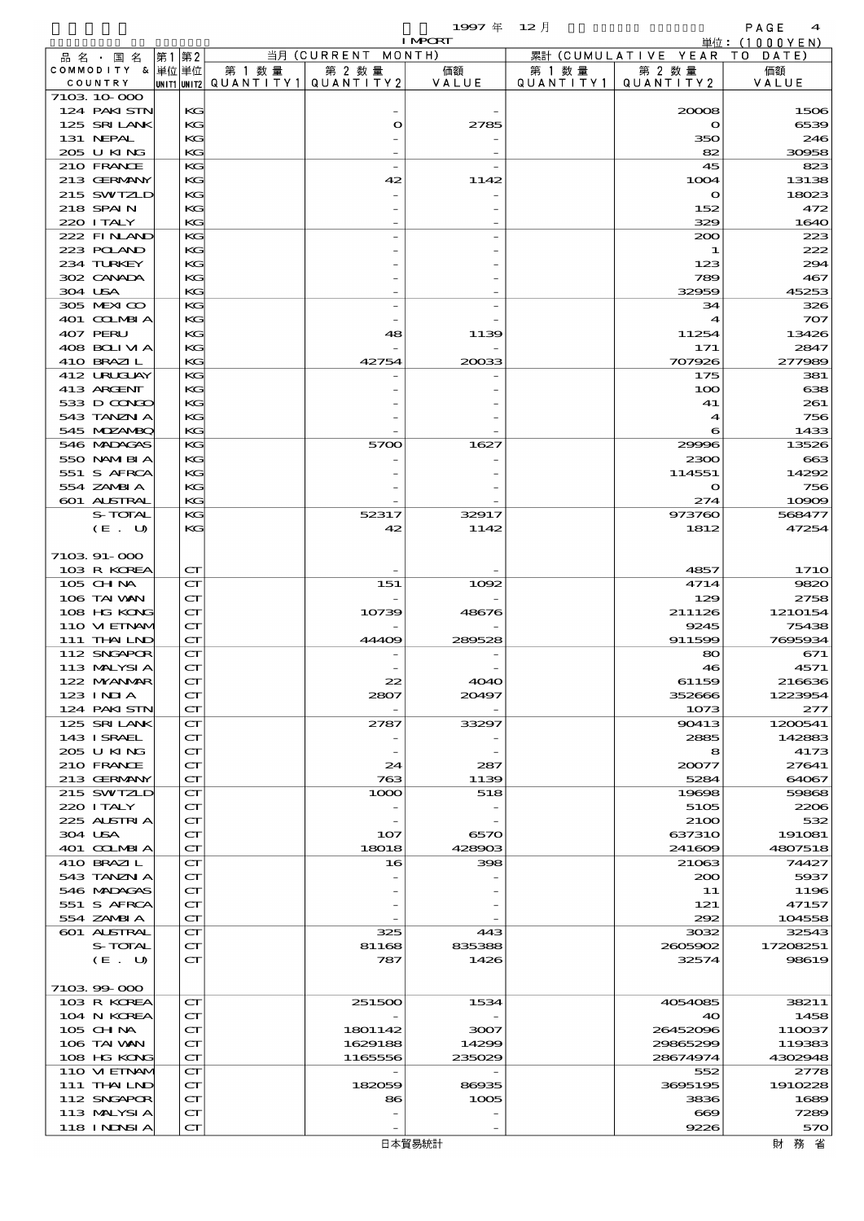1997 年 12 月 IMPORT

単位：(1000YEN)

| 品名・国名 COMMODITY & COUNTRY | 第1 単位 UNIT1 | 第2 単位 UNIT2 | 当月 (CURRENT MONTH) 第1数量 QUANTITY1 | 第2数量 QUANTITY2 | 価額 VALUE | 累計 (CUMULATIVE YEAR TO DATE) 第1数量 QUANTITY1 | 第2数量 QUANTITY2 | 価額 VALUE |
|---|---|---|---|---|---|---|---|---|
| 7103.10-000 | | | | | | | | |
| 124 PAKISTN | | KG | | - | - | | 20008 | 1506 |
| 125 SRI LANK | | KG | | 0 | 2785 | | 0 | 6539 |
| 131 NEPAL | | KG | | - | - | | 350 | 246 |
| 205 U KING | | KG | | - | - | | 82 | 30958 |
| 210 FRANCE | | KG | | - | - | | 45 | 823 |
| 213 GERMANY | | KG | | 42 | 1142 | | 1004 | 13138 |
| 215 SWITZLD | | KG | | - | - | | 0 | 18023 |
| 218 SPAIN | | KG | | - | - | | 152 | 472 |
| 220 ITALY | | KG | | - | - | | 329 | 1640 |
| 222 FINLAND | | KG | | - | - | | 200 | 223 |
| 223 POLAND | | KG | | - | - | | 1 | 222 |
| 234 TURKEY | | KG | | - | - | | 123 | 294 |
| 302 CANADA | | KG | | - | - | | 789 | 467 |
| 304 USA | | KG | | - | - | | 32959 | 45253 |
| 305 MEXICO | | KG | | - | - | | 34 | 326 |
| 401 COLMBIA | | KG | | - | - | | 4 | 707 |
| 407 PERU | | KG | | 48 | 1139 | | 11254 | 13426 |
| 408 BOLIVIA | | KG | | - | - | | 171 | 2847 |
| 410 BRAZIL | | KG | | 42754 | 20033 | | 707926 | 277989 |
| 412 URUGUAY | | KG | | - | - | | 175 | 381 |
| 413 ARGENT | | KG | | - | - | | 100 | 638 |
| 533 D CONGO | | KG | | - | - | | 41 | 261 |
| 543 TANZNIA | | KG | | - | - | | 4 | 756 |
| 545 MOZAMBQ | | KG | | - | - | | 6 | 1433 |
| 546 MADAGAS | | KG | | 5700 | 1627 | | 29996 | 13526 |
| 550 NAMIBIA | | KG | | - | - | | 2300 | 663 |
| 551 S AFRCA | | KG | | - | - | | 114551 | 14292 |
| 554 ZAMBIA | | KG | | - | - | | 0 | 756 |
| 601 AUSTRAL | | KG | | - | - | | 274 | 10909 |
| S-TOTAL | | KG | | 52317 | 32917 | | 973760 | 568477 |
| (E. U) | | KG | | 42 | 1142 | | 1812 | 47254 |
| 7103.91-000 | | | | | | | | |
| 103 R KOREA | | CT | | - | - | | 4857 | 1710 |
| 105 CHINA | | CT | | 151 | 1092 | | 4714 | 9820 |
| 106 TAIWAN | | CT | | - | - | | 129 | 2758 |
| 108 HG KONG | | CT | | 10739 | 48676 | | 211126 | 1210154 |
| 110 VIETNAM | | CT | | - | - | | 9245 | 75438 |
| 111 THAILND | | CT | | 44409 | 289528 | | 911599 | 7695934 |
| 112 SNGAPOR | | CT | | - | - | | 80 | 671 |
| 113 MALYSIA | | CT | | - | - | | 46 | 4571 |
| 122 MYANMAR | | CT | | 22 | 4040 | | 61159 | 216636 |
| 123 INDIA | | CT | | 2807 | 20497 | | 352666 | 1223954 |
| 124 PAKISTN | | CT | | - | - | | 1073 | 277 |
| 125 SRI LANK | | CT | | 2787 | 33297 | | 90413 | 1200541 |
| 143 ISRAEL | | CT | | - | - | | 2885 | 142883 |
| 205 U KING | | CT | | - | - | | 8 | 4173 |
| 210 FRANCE | | CT | | 24 | 287 | | 20077 | 27641 |
| 213 GERMANY | | CT | | 763 | 1139 | | 5284 | 64067 |
| 215 SWITZLD | | CT | | 1000 | 518 | | 19698 | 59868 |
| 220 ITALY | | CT | | - | - | | 5105 | 2206 |
| 225 AUSTRIA | | CT | | - | - | | 2100 | 532 |
| 304 USA | | CT | | 107 | 6570 | | 637310 | 191081 |
| 401 COLMBIA | | CT | | 18018 | 428903 | | 241609 | 4807518 |
| 410 BRAZIL | | CT | | 16 | 398 | | 21063 | 74427 |
| 543 TANZNIA | | CT | | - | - | | 200 | 5937 |
| 546 MADAGAS | | CT | | - | - | | 11 | 1196 |
| 551 S AFRCA | | CT | | - | - | | 121 | 47157 |
| 554 ZAMBIA | | CT | | - | - | | 292 | 104558 |
| 601 AUSTRAL | | CT | | 325 | 443 | | 3032 | 32543 |
| S-TOTAL | | CT | | 81168 | 835388 | | 2605902 | 17208251 |
| (E. U) | | CT | | 787 | 1426 | | 32574 | 98619 |
| 7103.99-000 | | | | | | | | |
| 103 R KOREA | | CT | | 251500 | 1534 | | 4054085 | 38211 |
| 104 N KOREA | | CT | | - | - | | 40 | 1458 |
| 105 CHINA | | CT | | 1801142 | 3007 | | 26452096 | 110037 |
| 106 TAIWAN | | CT | | 1629188 | 14299 | | 29865299 | 119383 |
| 108 HG KONG | | CT | | 1165556 | 235029 | | 28674974 | 4302948 |
| 110 VIETNAM | | CT | | - | - | | 552 | 2778 |
| 111 THAILND | | CT | | 182059 | 86935 | | 3695195 | 1910228 |
| 112 SNGAPOR | | CT | | 86 | 1005 | | 3836 | 1689 |
| 113 MALYSIA | | CT | | - | - | | 669 | 7289 |
| 118 INDNSIA | | CT | | - | - | | 9226 | 570 |

日本貿易統計　財務省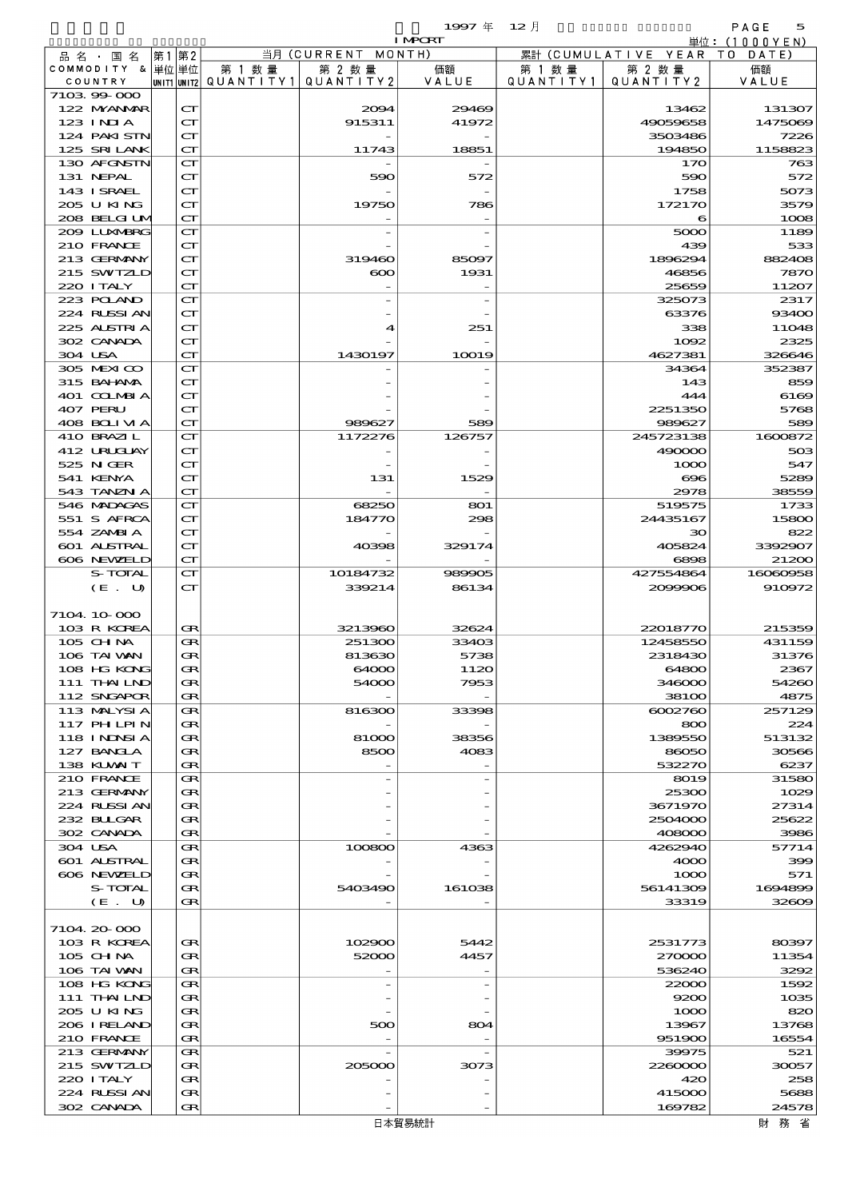1997 年 12 月 IMPORT 単位：(1000YEN)

| 品名・国名 COMMODITY & COUNTRY | 第1単位 UNIT1 | 第2単位 UNIT2 | 当月 (CURRENT MONTH) 第1数量 QUANTITY1 | 第2数量 QUANTITY2 | 価額 VALUE | 累計 (CUMULATIVE YEAR TO DATE) 第1数量 QUANTITY1 | 第2数量 QUANTITY2 | 価額 VALUE |
|---|---|---|---|---|---|---|---|---|
| 7103.99-000 | | | | | | | | |
| 122 MYANMAR | | CT | | 2094 | 29469 | | 13462 | 131307 |
| 123 INDIA | | CT | | 915311 | 41972 | | 49059658 | 1475069 |
| 124 PAKISTN | | CT | | - | - | | 3503486 | 7226 |
| 125 SRI LANK | | CT | | 11743 | 18851 | | 194850 | 1158823 |
| 130 AFGNSTN | | CT | | - | - | | 170 | 763 |
| 131 NEPAL | | CT | | 590 | 572 | | 590 | 572 |
| 143 ISRAEL | | CT | | - | - | | 1758 | 5073 |
| 205 U KING | | CT | | 19750 | 786 | | 172170 | 3579 |
| 208 BELGIUM | | CT | | - | - | | 6 | 1008 |
| 209 LUXMBRG | | CT | | - | - | | 5000 | 1189 |
| 210 FRANCE | | CT | | - | - | | 439 | 533 |
| 213 GERMANY | | CT | | 319460 | 85097 | | 1896294 | 882408 |
| 215 SWTZLD | | CT | | 600 | 1931 | | 46856 | 7870 |
| 220 ITALY | | CT | | - | - | | 25659 | 11207 |
| 223 POLAND | | CT | | - | - | | 325073 | 2317 |
| 224 RUSSIAN | | CT | | - | - | | 63376 | 93400 |
| 225 AUSTRIA | | CT | | 4 | 251 | | 338 | 11048 |
| 302 CANADA | | CT | | - | - | | 1092 | 2325 |
| 304 USA | | CT | | 1430197 | 10019 | | 4627381 | 326646 |
| 305 MEXICO | | CT | | - | - | | 34364 | 352387 |
| 315 BAHAMA | | CT | | - | - | | 143 | 859 |
| 401 COLMBIA | | CT | | - | - | | 444 | 6169 |
| 407 PERU | | CT | | - | - | | 2251350 | 5768 |
| 408 BOLIVIA | | CT | | 989627 | 589 | | 989627 | 589 |
| 410 BRAZIL | | CT | | 1172276 | 126757 | | 245723138 | 1600872 |
| 412 URUGUAY | | CT | | - | - | | 490000 | 503 |
| 525 NIGER | | CT | | - | - | | 1000 | 547 |
| 541 KENYA | | CT | | 131 | 1529 | | 696 | 5289 |
| 543 TANZNIA | | CT | | - | - | | 2978 | 38559 |
| 546 MADAGAS | | CT | | 68250 | 801 | | 519575 | 1733 |
| 551 S AFRCA | | CT | | 184770 | 298 | | 24435167 | 15800 |
| 554 ZAMBIA | | CT | | - | - | | 30 | 822 |
| 601 AUSTRAL | | CT | | 40398 | 329174 | | 405824 | 3392907 |
| 606 NEWZELD | | CT | | - | - | | 6898 | 21200 |
| S-TOTAL | | CT | | 10184732 | 989905 | | 427554864 | 16060958 |
| (E. U) | | CT | | 339214 | 86134 | | 2099906 | 910972 |
| 7104.10-000 | | | | | | | | |
| 103 R KOREA | | GR | | 3213960 | 32624 | | 22018770 | 215359 |
| 105 CHINA | | GR | | 251300 | 33403 | | 12458550 | 431159 |
| 106 TAIWAN | | GR | | 813630 | 5738 | | 2318430 | 31376 |
| 108 HG KONG | | GR | | 64000 | 1120 | | 64800 | 2367 |
| 111 THAILND | | GR | | 54000 | 7953 | | 346000 | 54260 |
| 112 SNGAPOR | | GR | | - | - | | 38100 | 4875 |
| 113 MALYSIA | | GR | | 816300 | 33398 | | 6002760 | 257129 |
| 117 PHILPIN | | GR | | - | - | | 800 | 224 |
| 118 INDNSIA | | GR | | 81000 | 38356 | | 1389550 | 513132 |
| 127 BANGLA | | GR | | 8500 | 4083 | | 86050 | 30566 |
| 138 KUWAIT | | GR | | - | - | | 532270 | 6237 |
| 210 FRANCE | | GR | | - | - | | 8019 | 31580 |
| 213 GERMANY | | GR | | - | - | | 25300 | 1029 |
| 224 RUSSIAN | | GR | | - | - | | 3671970 | 27314 |
| 232 BULGAR | | GR | | - | - | | 2504000 | 25622 |
| 302 CANADA | | GR | | - | - | | 408000 | 3986 |
| 304 USA | | GR | | 100800 | 4363 | | 4262940 | 57714 |
| 601 AUSTRAL | | GR | | - | - | | 4000 | 399 |
| 606 NEWZELD | | GR | | - | - | | 1000 | 571 |
| S-TOTAL | | GR | | 5403490 | 161038 | | 56141309 | 1694899 |
| (E. U) | | GR | | - | - | | 33319 | 32609 |
| 7104.20-000 | | | | | | | | |
| 103 R KOREA | | GR | | 102900 | 5442 | | 2531773 | 80397 |
| 105 CHINA | | GR | | 52000 | 4457 | | 270000 | 11354 |
| 106 TAIWAN | | GR | | - | - | | 536240 | 3292 |
| 108 HG KONG | | GR | | - | - | | 22000 | 1592 |
| 111 THAILND | | GR | | - | - | | 9200 | 1035 |
| 205 U KING | | GR | | - | - | | 1000 | 820 |
| 206 IRELAND | | GR | | 500 | 804 | | 13967 | 13768 |
| 210 FRANCE | | GR | | - | - | | 951900 | 16554 |
| 213 GERMANY | | GR | | - | - | | 39975 | 521 |
| 215 SWTZLD | | GR | | 205000 | 3073 | | 2260000 | 30057 |
| 220 ITALY | | GR | | - | - | | 420 | 258 |
| 224 RUSSIAN | | GR | | - | - | | 415000 | 5688 |
| 302 CANADA | | GR | | - | - | | 169782 | 24578 |

日本貿易統計　財務省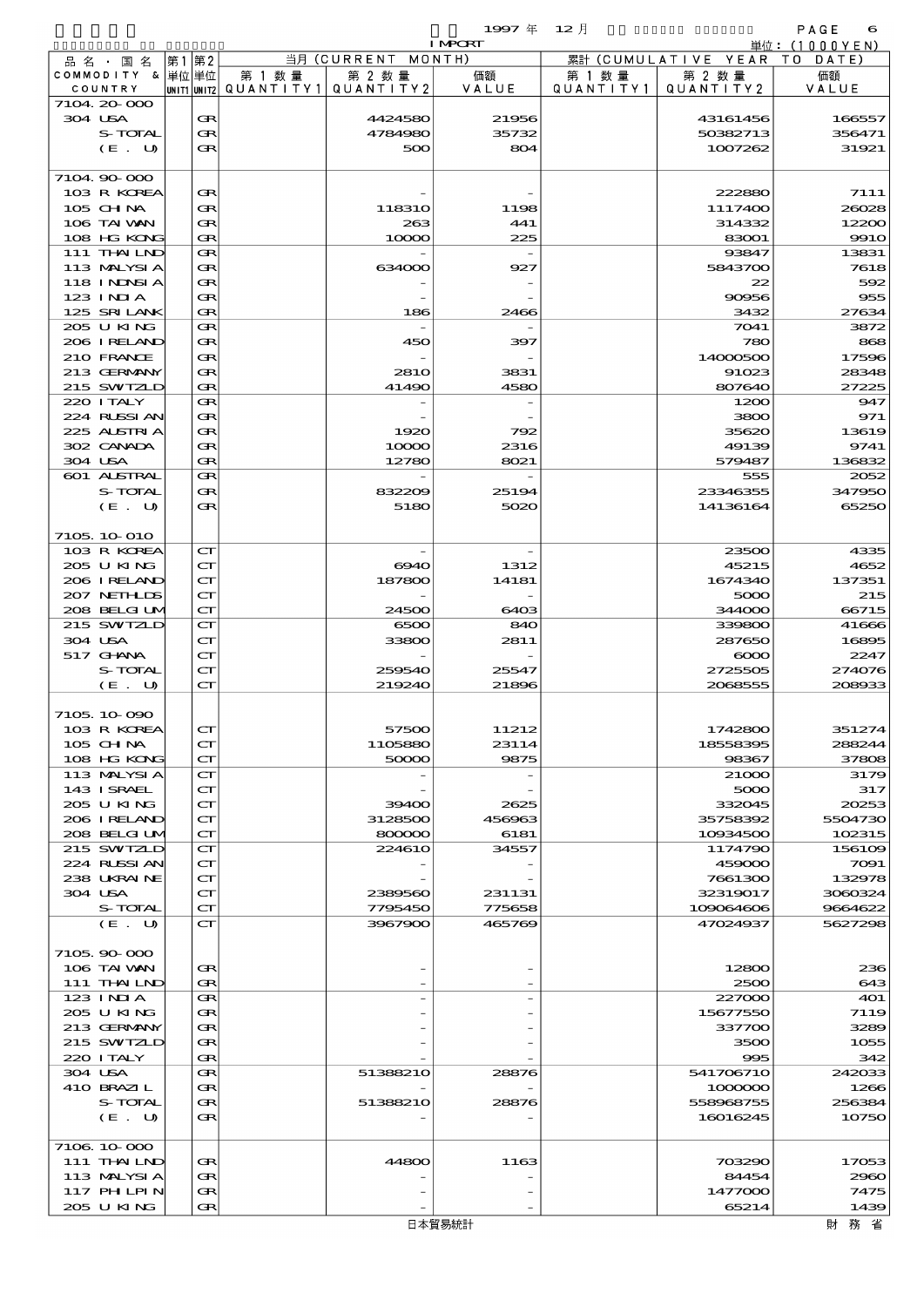1997年 12月 IMPORT 単位：(1000YEN)

| 品名・国名 COMMODITY & COUNTRY | 第1単位 UNIT1 | 第2単位 UNIT2 | 当月 (CURRENT MONTH) 第1数量 QUANTITY1 | 第2数量 QUANTITY2 | 価額 VALUE | 累計 (CUMULATIVE YEAR TO DATE) 第1数量 QUANTITY1 | 第2数量 QUANTITY2 | 価額 VALUE |
|---|---|---|---|---|---|---|---|---|
| 7104.20-000 | | | | | | | | |
| 304 USA | | GR | | 4424580 | 21956 | | 43161456 | 166557 |
| S-TOTAL | | GR | | 4784980 | 35732 | | 50382713 | 356471 |
| (E. U) | | GR | | 500 | 804 | | 1007262 | 31921 |
| 7104.90-000 | | | | | | | | |
| 103 R KOREA | | GR | | - | - | | 222880 | 7111 |
| 105 CHINA | | GR | | 118310 | 1198 | | 1117400 | 26028 |
| 106 TAIWAN | | GR | | 263 | 441 | | 314332 | 12200 |
| 108 HG KONG | | GR | | 10000 | 225 | | 83001 | 9910 |
| 111 THAILND | | GR | | - | - | | 93847 | 13831 |
| 113 MALYSIA | | GR | | 634000 | 927 | | 5843700 | 7618 |
| 118 INDNSIA | | GR | | - | - | | 22 | 592 |
| 123 INDIA | | GR | | - | - | | 90956 | 955 |
| 125 SRI LANK | | GR | | 186 | 2466 | | 3432 | 27634 |
| 205 U KING | | GR | | - | - | | 7041 | 3872 |
| 206 IRELAND | | GR | | 450 | 397 | | 780 | 868 |
| 210 FRANCE | | GR | | - | - | | 14000500 | 17596 |
| 213 GERMANY | | GR | | 2810 | 3831 | | 91023 | 28348 |
| 215 SWITZLD | | GR | | 41490 | 4580 | | 807640 | 27225 |
| 220 ITALY | | GR | | - | - | | 1200 | 947 |
| 224 RUSSIAN | | GR | | - | - | | 3800 | 971 |
| 225 AUSTRIA | | GR | | 1920 | 792 | | 35620 | 13619 |
| 302 CANADA | | GR | | 10000 | 2316 | | 49139 | 9741 |
| 304 USA | | GR | | 12780 | 8021 | | 579487 | 136832 |
| 601 AUSTRAL | | GR | | - | - | | 555 | 2052 |
| S-TOTAL | | GR | | 832209 | 25194 | | 23346355 | 347950 |
| (E. U) | | GR | | 5180 | 5020 | | 14136164 | 65250 |
| 7105.10-010 | | | | | | | | |
| 103 R KOREA | | CT | | - | - | | 23500 | 4335 |
| 205 U KING | | CT | | 6940 | 1312 | | 45215 | 4652 |
| 206 IRELAND | | CT | | 187800 | 14181 | | 1674340 | 137351 |
| 207 NETHLDS | | CT | | - | - | | 5000 | 215 |
| 208 BELGIUM | | CT | | 24500 | 6403 | | 344000 | 66715 |
| 215 SWITZLD | | CT | | 6500 | 840 | | 339800 | 41666 |
| 304 USA | | CT | | 33800 | 2811 | | 287650 | 16895 |
| 517 GHANA | | CT | | - | - | | 6000 | 2247 |
| S-TOTAL | | CT | | 259540 | 25547 | | 2725505 | 274076 |
| (E. U) | | CT | | 219240 | 21896 | | 2068555 | 208933 |
| 7105.10-090 | | | | | | | | |
| 103 R KOREA | | CT | | 57500 | 11212 | | 1742800 | 351274 |
| 105 CHINA | | CT | | 1105880 | 23114 | | 18558395 | 288244 |
| 108 HG KONG | | CT | | 50000 | 9875 | | 98367 | 37808 |
| 113 MALYSIA | | CT | | - | - | | 21000 | 3179 |
| 143 ISRAEL | | CT | | - | - | | 5000 | 317 |
| 205 U KING | | CT | | 39400 | 2625 | | 332045 | 20253 |
| 206 IRELAND | | CT | | 3128500 | 456963 | | 35758392 | 5504730 |
| 208 BELGIUM | | CT | | 800000 | 6181 | | 10934500 | 102315 |
| 215 SWITZLD | | CT | | 224610 | 34557 | | 1174790 | 156109 |
| 224 RUSSIAN | | CT | | - | - | | 459000 | 7091 |
| 238 UKRAINE | | CT | | - | - | | 7661300 | 132978 |
| 304 USA | | CT | | 2389560 | 231131 | | 32319017 | 3060324 |
| S-TOTAL | | CT | | 7795450 | 775658 | | 109064606 | 9664622 |
| (E. U) | | CT | | 3967900 | 465769 | | 47024937 | 5627298 |
| 7105.90-000 | | | | | | | | |
| 106 TAIWAN | | GR | | - | - | | 12800 | 236 |
| 111 THAILND | | GR | | - | - | | 2500 | 643 |
| 123 INDIA | | GR | | - | - | | 227000 | 401 |
| 205 U KING | | GR | | - | - | | 15677550 | 7119 |
| 213 GERMANY | | GR | | - | - | | 337700 | 3289 |
| 215 SWITZLD | | GR | | - | - | | 3500 | 1055 |
| 220 ITALY | | GR | | - | - | | 995 | 342 |
| 304 USA | | GR | | 51388210 | 28876 | | 541706710 | 242033 |
| 410 BRAZIL | | GR | | - | - | | 1000000 | 1266 |
| S-TOTAL | | GR | | 51388210 | 28876 | | 558968755 | 256384 |
| (E. U) | | GR | | - | - | | 16016245 | 10750 |
| 7106.10-000 | | | | | | | | |
| 111 THAILND | | GR | | 44800 | 1163 | | 703290 | 17053 |
| 113 MALYSIA | | GR | | - | - | | 84454 | 2960 |
| 117 PHILPIN | | GR | | - | - | | 1477000 | 7475 |
| 205 U KING | | GR | | - | - | | 65214 | 1439 |

日本貿易統計　財務省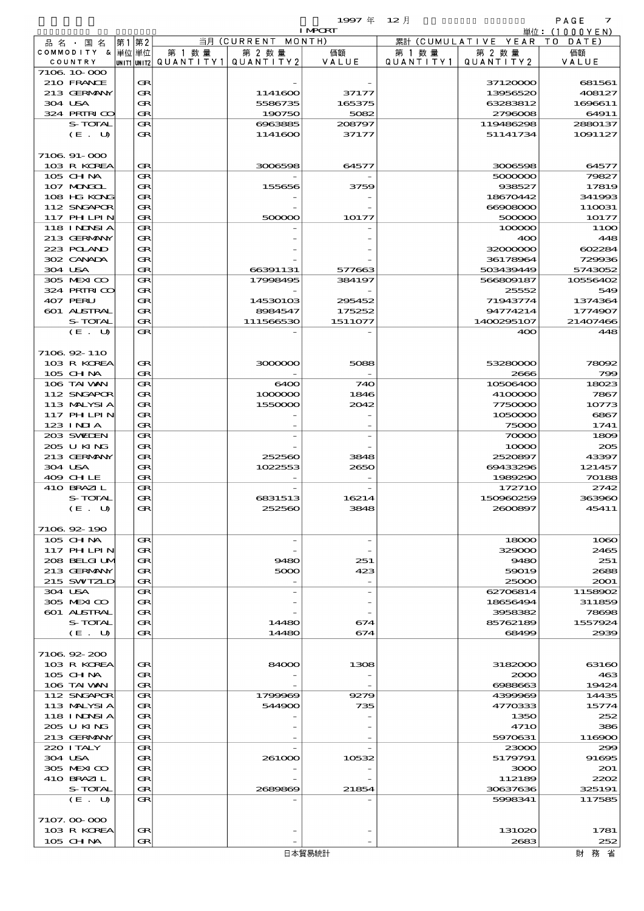1997年 12月 IMPORT

単位：(1000YEN)

| 品名・国名 COMMODITY & COUNTRY | 第1 単位 UNIT1 | 第2 単位 UNIT2 | 当月 (CURRENT MONTH) 第1数量 QUANTITY1 | 第2数量 QUANTITY2 | 価額 VALUE | 累計 (CUMULATIVE YEAR TO DATE) 第1数量 QUANTITY1 | 第2数量 QUANTITY2 | 価額 VALUE |
|---|---|---|---|---|---|---|---|---|
| 7106.10-000 | | | | | | | | |
| 210 FRANCE | | GR | | - | - | | 37120000 | 681561 |
| 213 GERMANY | | GR | | 1141600 | 37177 | | 13956520 | 408127 |
| 304 USA | | GR | | 5586735 | 165375 | | 63283812 | 1696611 |
| 324 PRTRICO | | GR | | 190750 | 5082 | | 2796008 | 64911 |
| S-TOTAL | | GR | | 6963885 | 208797 | | 119486298 | 2880137 |
| (E. U) | | GR | | 1141600 | 37177 | | 51141734 | 1091127 |
| 7106.91-000 | | | | | | | | |
| 103 R KOREA | | GR | | 3006598 | 64577 | | 3006598 | 64577 |
| 105 CHINA | | GR | | - | - | | 5000000 | 79827 |
| 107 MONGOL | | GR | | 155656 | 3759 | | 938527 | 17819 |
| 108 HG KONG | | GR | | - | - | | 18670442 | 341993 |
| 112 SNGAPOR | | GR | | - | - | | 66908000 | 110031 |
| 117 PHLPIN | | GR | | 500000 | 10177 | | 500000 | 10177 |
| 118 INDNSIA | | GR | | - | - | | 100000 | 1100 |
| 213 GERMANY | | GR | | - | - | | 400 | 448 |
| 223 POLAND | | GR | | - | - | | 32000000 | 602284 |
| 302 CANADA | | GR | | - | - | | 36178964 | 729936 |
| 304 USA | | GR | | 66391131 | 577663 | | 503439449 | 5743052 |
| 305 MEXICO | | GR | | 17998495 | 384197 | | 566809187 | 10556402 |
| 324 PRTRICO | | GR | | - | - | | 25552 | 549 |
| 407 PERU | | GR | | 14530103 | 295452 | | 71943774 | 1374364 |
| 601 AUSTRAL | | GR | | 8984547 | 175252 | | 94774214 | 1774907 |
| S-TOTAL | | GR | | 111566530 | 1511077 | | 1400295107 | 21407466 |
| (E. U) | | GR | | - | - | | 400 | 448 |
| 7106.92-110 | | | | | | | | |
| 103 R KOREA | | GR | | 3000000 | 5088 | | 53280000 | 78092 |
| 105 CHINA | | GR | | - | - | | 2666 | 799 |
| 106 TAIWAN | | GR | | 6400 | 740 | | 10506400 | 18023 |
| 112 SNGAPOR | | GR | | 1000000 | 1846 | | 4100000 | 7867 |
| 113 MALYSIA | | GR | | 1550000 | 2042 | | 7750000 | 10773 |
| 117 PHLPIN | | GR | | - | - | | 1050000 | 6867 |
| 123 INDIA | | GR | | - | - | | 75000 | 1741 |
| 203 SWEDEN | | GR | | - | - | | 70000 | 1809 |
| 205 U KING | | GR | | - | - | | 10000 | 205 |
| 213 GERMANY | | GR | | 252560 | 3848 | | 2520897 | 43397 |
| 304 USA | | GR | | 1022553 | 2650 | | 69433296 | 121457 |
| 409 CHILE | | GR | | - | - | | 1989290 | 70188 |
| 410 BRAZIL | | GR | | - | - | | 172710 | 2742 |
| S-TOTAL | | GR | | 6831513 | 16214 | | 150960259 | 363960 |
| (E. U) | | GR | | 252560 | 3848 | | 2600897 | 45411 |
| 7106.92-190 | | | | | | | | |
| 105 CHINA | | GR | | - | - | | 18000 | 1060 |
| 117 PHLPIN | | GR | | - | - | | 329000 | 2465 |
| 208 BELGIUM | | GR | | 9480 | 251 | | 9480 | 251 |
| 213 GERMANY | | GR | | 5000 | 423 | | 59019 | 2688 |
| 215 SWTZLD | | GR | | - | - | | 25000 | 2001 |
| 304 USA | | GR | | - | - | | 62706814 | 1158902 |
| 305 MEXICO | | GR | | - | - | | 18656494 | 311859 |
| 601 AUSTRAL | | GR | | - | - | | 3958382 | 78698 |
| S-TOTAL | | GR | | 14480 | 674 | | 85762189 | 1557924 |
| (E. U) | | GR | | 14480 | 674 | | 68499 | 2939 |
| 7106.92-200 | | | | | | | | |
| 103 R KOREA | | GR | | 84000 | 1308 | | 3182000 | 63160 |
| 105 CHINA | | GR | | - | - | | 2000 | 463 |
| 106 TAIWAN | | GR | | - | - | | 6988663 | 19424 |
| 112 SNGAPOR | | GR | | 1799969 | 9279 | | 4399969 | 14435 |
| 113 MALYSIA | | GR | | 544900 | 735 | | 4770333 | 15774 |
| 118 INDNSIA | | GR | | - | - | | 1350 | 252 |
| 205 U KING | | GR | | - | - | | 4710 | 386 |
| 213 GERMANY | | GR | | - | - | | 5970631 | 116900 |
| 220 ITALY | | GR | | - | - | | 23000 | 299 |
| 304 USA | | GR | | 261000 | 10532 | | 5179791 | 91695 |
| 305 MEXICO | | GR | | - | - | | 3000 | 201 |
| 410 BRAZIL | | GR | | - | - | | 112189 | 2202 |
| S-TOTAL | | GR | | 2689869 | 21854 | | 30637636 | 325191 |
| (E. U) | | GR | | - | - | | 5998341 | 117585 |
| 7107.00-000 | | | | | | | | |
| 103 R KOREA | | GR | | - | - | | 131020 | 1781 |
| 105 CHINA | | GR | | - | - | | 2683 | 252 |

日本貿易統計　　財務省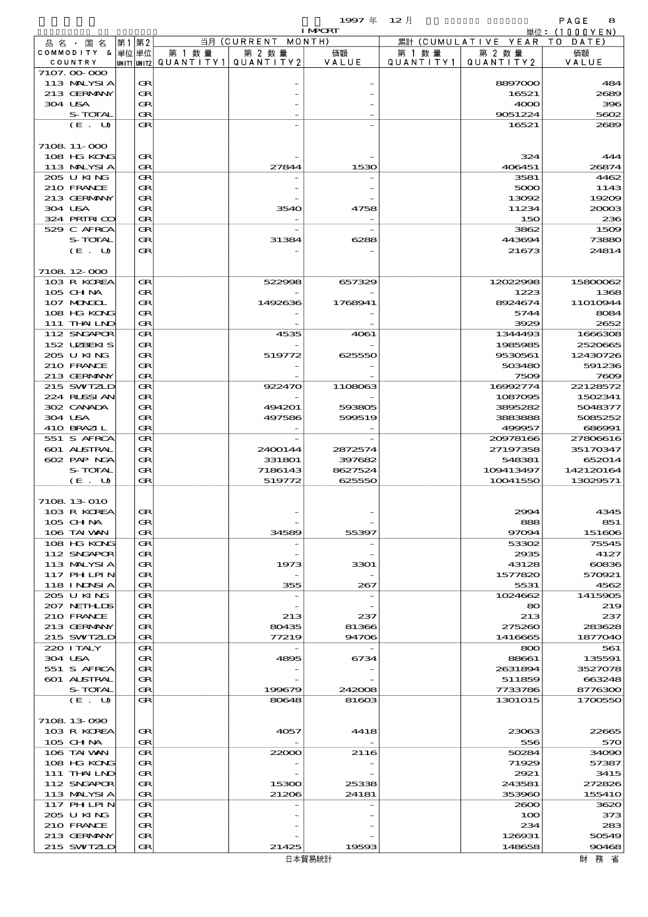1997 年 12 月 IMPORT

単位：(1000YEN)

| 品名・国名 COMMODITY & COUNTRY | 第1 単位 UNIT1 | 第2 単位 UNIT2 | 当月 (CURRENT MONTH) 第1数量 QUANTITY1 | 第2数量 QUANTITY2 | 価額 VALUE | 累計 (CUMULATIVE YEAR TO DATE) 第1数量 QUANTITY1 | 第2数量 QUANTITY2 | 価額 VALUE |
|---|---|---|---|---|---|---|---|---|
| 7107.00-000 | | | | | | | | |
| 113 MALYSIA | | GR | | - | - | | 8897000 | 484 |
| 213 GERMANY | | GR | | - | - | | 16521 | 2689 |
| 304 USA | | GR | | - | - | | 4000 | 396 |
| S-TOTAL | | GR | | - | - | | 9051224 | 5602 |
| (E. U) | | GR | | - | - | | 16521 | 2689 |
| 7108.11-000 | | | | | | | | |
| 108 HG KONG | | GR | | - | - | | 324 | 444 |
| 113 MALYSIA | | GR | | 27844 | 1530 | | 406451 | 26874 |
| 205 U KING | | GR | | - | - | | 3581 | 4462 |
| 210 FRANCE | | GR | | - | - | | 5000 | 1143 |
| 213 GERMANY | | GR | | - | - | | 13092 | 19209 |
| 304 USA | | GR | | 3540 | 4758 | | 11234 | 20003 |
| 324 PRTRICO | | GR | | - | - | | 150 | 236 |
| 529 C AFRCA | | GR | | - | - | | 3862 | 1509 |
| S-TOTAL | | GR | | 31384 | 6288 | | 443694 | 73880 |
| (E. U) | | GR | | - | - | | 21673 | 24814 |
| 7108.12-000 | | | | | | | | |
| 103 R KOREA | | GR | | 522998 | 657329 | | 12022998 | 15800062 |
| 105 CHINA | | GR | | - | - | | 1223 | 1368 |
| 107 MONGOL | | GR | | 1492636 | 1768941 | | 8924674 | 11010944 |
| 108 HG KONG | | GR | | - | - | | 5744 | 8084 |
| 111 THAILND | | GR | | - | - | | 3929 | 2652 |
| 112 SNGAPOR | | GR | | 4535 | 4061 | | 1344493 | 1666308 |
| 152 UZBEKIS | | GR | | - | - | | 1985985 | 2520665 |
| 205 U KING | | GR | | 519772 | 625550 | | 9530561 | 12430726 |
| 210 FRANCE | | GR | | - | - | | 503480 | 591236 |
| 213 GERMANY | | GR | | - | - | | 7509 | 7609 |
| 215 SWITZLD | | GR | | 922470 | 1108063 | | 16992774 | 22128572 |
| 224 RUSSIAN | | GR | | - | - | | 1087095 | 1502341 |
| 302 CANADA | | GR | | 494201 | 593805 | | 3895282 | 5048377 |
| 304 USA | | GR | | 497586 | 599519 | | 3883888 | 5085252 |
| 410 BRAZIL | | GR | | - | - | | 499957 | 686991 |
| 551 S AFRCA | | GR | | - | - | | 20978166 | 27806616 |
| 601 AUSTRAL | | GR | | 2400144 | 2872574 | | 27197358 | 35170347 |
| 602 PAP NGA | | GR | | 331801 | 397682 | | 548381 | 652014 |
| S-TOTAL | | GR | | 7186143 | 8627524 | | 109413497 | 142120164 |
| (E. U) | | GR | | 519772 | 625550 | | 10041550 | 13029571 |
| 7108.13-010 | | | | | | | | |
| 103 R KOREA | | GR | | - | - | | 2994 | 4345 |
| 105 CHINA | | GR | | - | - | | 888 | 851 |
| 106 TAIWAN | | GR | | 34589 | 55397 | | 97094 | 151606 |
| 108 HG KONG | | GR | | - | - | | 53302 | 75545 |
| 112 SNGAPOR | | GR | | - | - | | 2935 | 4127 |
| 113 MALYSIA | | GR | | 1973 | 3301 | | 43128 | 60836 |
| 117 PHLPIN | | GR | | - | - | | 1577820 | 570921 |
| 118 INDNSIA | | GR | | 355 | 267 | | 5531 | 4562 |
| 205 U KING | | GR | | - | - | | 1024662 | 1415905 |
| 207 NETHLDS | | GR | | - | - | | 80 | 219 |
| 210 FRANCE | | GR | | 213 | 237 | | 213 | 237 |
| 213 GERMANY | | GR | | 80435 | 81366 | | 275260 | 283628 |
| 215 SWITZLD | | GR | | 77219 | 94706 | | 1416665 | 1877040 |
| 220 ITALY | | GR | | - | - | | 800 | 561 |
| 304 USA | | GR | | 4895 | 6734 | | 88661 | 135591 |
| 551 S AFRCA | | GR | | - | - | | 2631894 | 3527078 |
| 601 AUSTRAL | | GR | | - | - | | 511859 | 663248 |
| S-TOTAL | | GR | | 199679 | 242008 | | 7733786 | 8776300 |
| (E. U) | | GR | | 80648 | 81603 | | 1301015 | 1700550 |
| 7108.13-090 | | | | | | | | |
| 103 R KOREA | | GR | | 4057 | 4418 | | 23063 | 22665 |
| 105 CHINA | | GR | | - | - | | 556 | 570 |
| 106 TAIWAN | | GR | | 22000 | 2116 | | 50284 | 34090 |
| 108 HG KONG | | GR | | - | - | | 71929 | 57387 |
| 111 THAILND | | GR | | - | - | | 2921 | 3415 |
| 112 SNGAPOR | | GR | | 15300 | 25338 | | 243581 | 272826 |
| 113 MALYSIA | | GR | | 21206 | 24181 | | 353960 | 155410 |
| 117 PHLPIN | | GR | | - | - | | 2600 | 3620 |
| 205 U KING | | GR | | - | - | | 100 | 373 |
| 210 FRANCE | | GR | | - | - | | 234 | 283 |
| 213 GERMANY | | GR | | - | - | | 126931 | 50549 |
| 215 SWITZLD | | GR | | 21425 | 19593 | | 148658 | 90468 |

日本貿易統計　財務省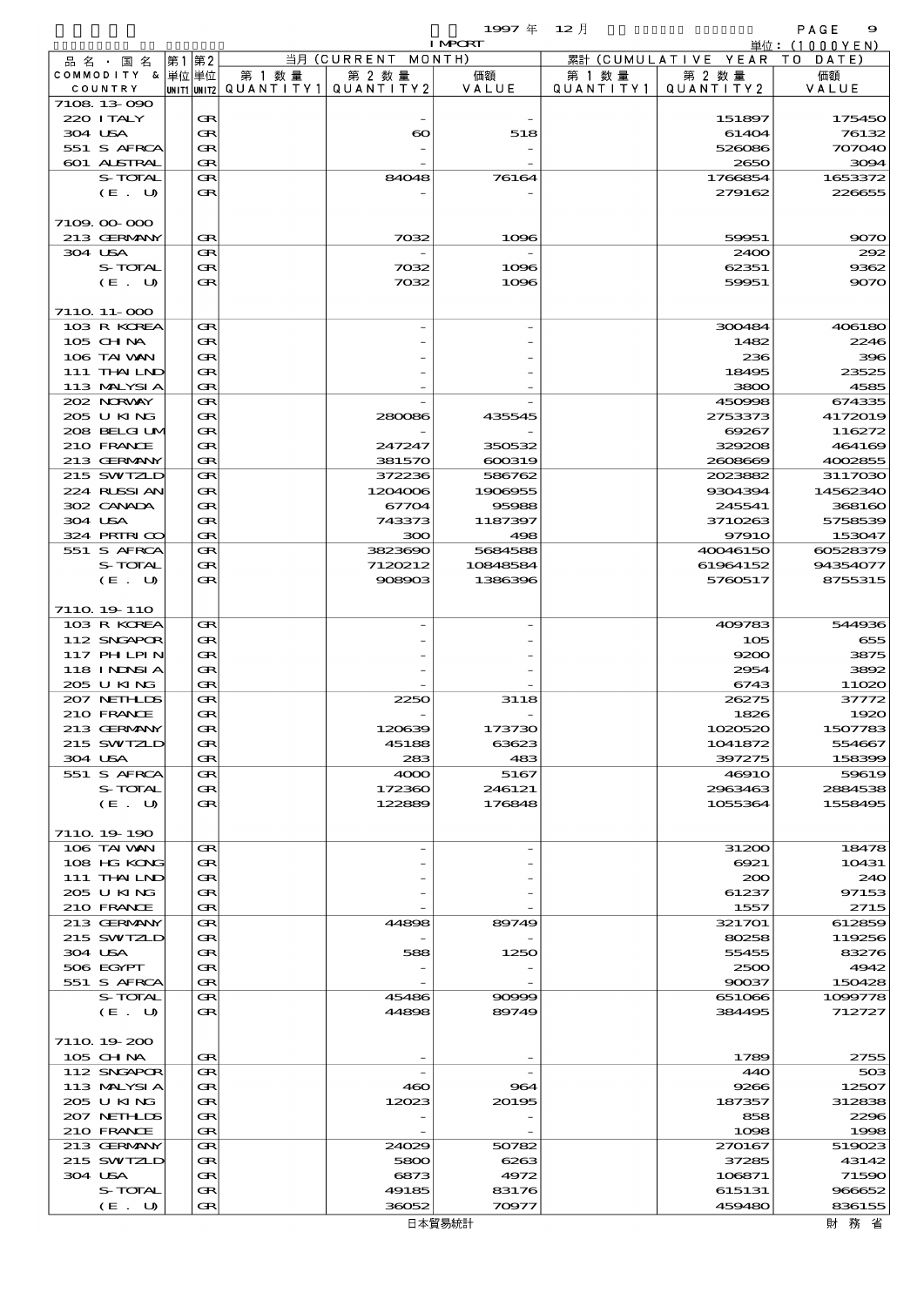1997 年 12 月 IMPORT

単位：(1000YEN)

| 品名・国名 COMMODITY & COUNTRY | 第1 単位 UNIT1 | 第2 単位 UNIT2 | 当月 (CURRENT MONTH) 第1数量 QUANTITY1 | 第2数量 QUANTITY2 | 価額 VALUE | 累計 (CUMULATIVE YEAR TO DATE) 第1数量 QUANTITY1 | 第2数量 QUANTITY2 | 価額 VALUE |
|---|---|---|---|---|---|---|---|---|
| 7108.13-090 | | | | | | | | |
| 220 ITALY | | GR | | - | - | | 151897 | 175450 |
| 304 USA | | GR | | 60 | 518 | | 61404 | 76132 |
| 551 S AFRCA | | GR | | - | - | | 526086 | 707040 |
| 601 AUSTRAL | | GR | | - | - | | 2650 | 3094 |
| S-TOTAL | | GR | | 84048 | 76164 | | 1766854 | 1653372 |
| (E. U) | | GR | | - | - | | 279162 | 226655 |
| 7109.00-000 | | | | | | | | |
| 213 GERMANY | | GR | | 7032 | 1096 | | 59951 | 9070 |
| 304 USA | | GR | | - | - | | 2400 | 292 |
| S-TOTAL | | GR | | 7032 | 1096 | | 62351 | 9362 |
| (E. U) | | GR | | 7032 | 1096 | | 59951 | 9070 |
| 7110.11-000 | | | | | | | | |
| 103 R KOREA | | GR | | - | - | | 300484 | 406180 |
| 105 CHINA | | GR | | - | - | | 1482 | 2246 |
| 106 TAIWAN | | GR | | - | - | | 236 | 396 |
| 111 THAILND | | GR | | - | - | | 18495 | 23525 |
| 113 MALYSIA | | GR | | - | - | | 3800 | 4585 |
| 202 NORWAY | | GR | | - | - | | 450998 | 674335 |
| 205 U KING | | GR | | 280086 | 435545 | | 2753373 | 4172019 |
| 208 BELGIUM | | GR | | - | - | | 69267 | 116272 |
| 210 FRANCE | | GR | | 247247 | 350532 | | 329208 | 464169 |
| 213 GERMANY | | GR | | 381570 | 600319 | | 2608669 | 4002855 |
| 215 SWITZLD | | GR | | 372236 | 586762 | | 2023882 | 3117030 |
| 224 RUSSIAN | | GR | | 1204006 | 1906955 | | 9304394 | 14562340 |
| 302 CANADA | | GR | | 67704 | 95988 | | 245541 | 368160 |
| 304 USA | | GR | | 743373 | 1187397 | | 3710263 | 5758539 |
| 324 PRTRICO | | GR | | 300 | 498 | | 97910 | 153047 |
| 551 S AFRCA | | GR | | 3823690 | 5684588 | | 40046150 | 60528379 |
| S-TOTAL | | GR | | 7120212 | 10848584 | | 61964152 | 94354077 |
| (E. U) | | GR | | 908903 | 1386396 | | 5760517 | 8755315 |
| 7110.19-110 | | | | | | | | |
| 103 R KOREA | | GR | | - | - | | 409783 | 544936 |
| 112 SNGAPOR | | GR | | - | - | | 105 | 655 |
| 117 PHILPIN | | GR | | - | - | | 9200 | 3875 |
| 118 INDNSIA | | GR | | - | - | | 2954 | 3892 |
| 205 U KING | | GR | | - | - | | 6743 | 11020 |
| 207 NETHLDS | | GR | | 2250 | 3118 | | 26275 | 37772 |
| 210 FRANCE | | GR | | - | - | | 1826 | 1920 |
| 213 GERMANY | | GR | | 120639 | 173730 | | 1020520 | 1507783 |
| 215 SWITZLD | | GR | | 45188 | 63623 | | 1041872 | 554667 |
| 304 USA | | GR | | 283 | 483 | | 397275 | 158399 |
| 551 S AFRCA | | GR | | 4000 | 5167 | | 46910 | 59619 |
| S-TOTAL | | GR | | 172360 | 246121 | | 2963463 | 2884538 |
| (E. U) | | GR | | 122889 | 176848 | | 1055364 | 1558495 |
| 7110.19-190 | | | | | | | | |
| 106 TAIWAN | | GR | | - | - | | 31200 | 18478 |
| 108 HG KONG | | GR | | - | - | | 6921 | 10431 |
| 111 THAILND | | GR | | - | - | | 200 | 240 |
| 205 U KING | | GR | | - | - | | 61237 | 97153 |
| 210 FRANCE | | GR | | - | - | | 1557 | 2715 |
| 213 GERMANY | | GR | | 44898 | 89749 | | 321701 | 612859 |
| 215 SWITZLD | | GR | | - | - | | 80258 | 119256 |
| 304 USA | | GR | | 588 | 1250 | | 55455 | 83276 |
| 506 EGYPT | | GR | | - | - | | 2500 | 4942 |
| 551 S AFRCA | | GR | | - | - | | 90037 | 150428 |
| S-TOTAL | | GR | | 45486 | 90999 | | 651066 | 1099778 |
| (E. U) | | GR | | 44898 | 89749 | | 384495 | 712727 |
| 7110.19-200 | | | | | | | | |
| 105 CHINA | | GR | | - | - | | 1789 | 2755 |
| 112 SNGAPOR | | GR | | - | - | | 440 | 503 |
| 113 MALYSIA | | GR | | 460 | 964 | | 9266 | 12507 |
| 205 U KING | | GR | | 12023 | 20195 | | 187357 | 312838 |
| 207 NETHLDS | | GR | | - | - | | 858 | 2296 |
| 210 FRANCE | | GR | | - | - | | 1098 | 1998 |
| 213 GERMANY | | GR | | 24029 | 50782 | | 270167 | 519023 |
| 215 SWITZLD | | GR | | 5800 | 6263 | | 37285 | 43142 |
| 304 USA | | GR | | 6873 | 4972 | | 106871 | 71590 |
| S-TOTAL | | GR | | 49185 | 83176 | | 615131 | 966652 |
| (E. U) | | GR | | 36052 | 70977 | | 459480 | 836155 |

日本貿易統計　財 務 省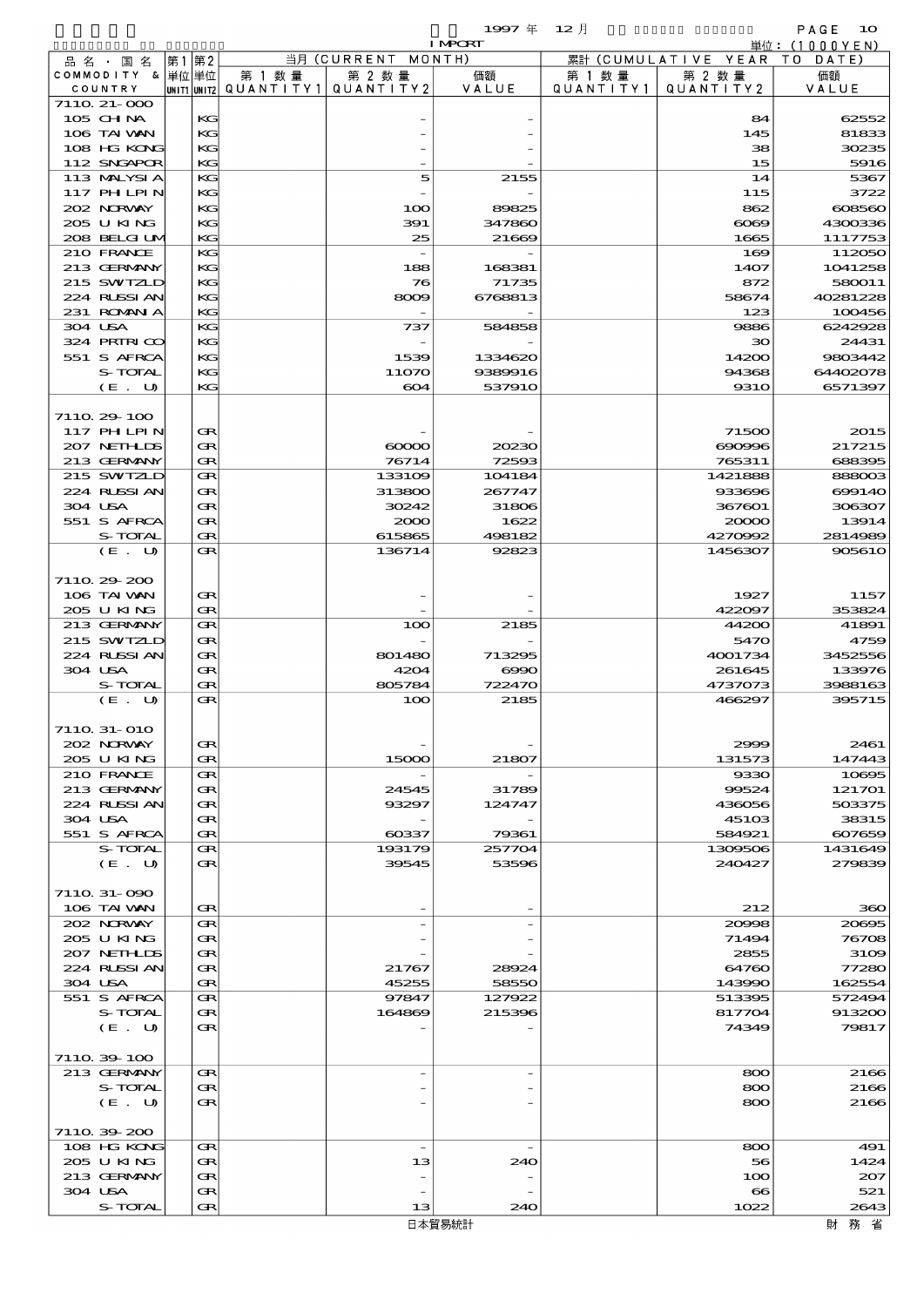1997 年 12 月 IMPORT

単位：(1000YEN)

| 品名・国名 COMMODITY & COUNTRY | 第1 単位 UNIT1 | 第2 単位 UNIT2 | 当月 (CURRENT MONTH) 第1数量 QUANTITY1 | 第2数量 QUANTITY2 | 価額 VALUE | 累計 (CUMULATIVE YEAR TO DATE) 第1数量 QUANTITY1 | 第2数量 QUANTITY2 | 価額 VALUE |
|---|---|---|---|---|---|---|---|---|
| 7110.21-000 | | | | | | | | |
| 105 CHINA | | KG | | - | - | | 84 | 62552 |
| 106 TAIWAN | | KG | | - | - | | 145 | 81833 |
| 108 HG KONG | | KG | | - | - | | 38 | 30235 |
| 112 SNGAPOR | | KG | | - | - | | 15 | 5916 |
| 113 MALYSIA | | KG | | 5 | 2155 | | 14 | 5367 |
| 117 PHLPIN | | KG | | - | - | | 115 | 3722 |
| 202 NORWAY | | KG | | 100 | 89825 | | 862 | 608560 |
| 205 U KING | | KG | | 391 | 347860 | | 6069 | 4300336 |
| 208 BELGIUM | | KG | | 25 | 21669 | | 1665 | 1117753 |
| 210 FRANCE | | KG | | - | - | | 169 | 112050 |
| 213 GERMANY | | KG | | 188 | 168381 | | 1407 | 1041258 |
| 215 SWTZLD | | KG | | 76 | 71735 | | 872 | 580011 |
| 224 RUSSIAN | | KG | | 8009 | 6768813 | | 58674 | 40281228 |
| 231 ROMANIA | | KG | | - | - | | 123 | 100456 |
| 304 USA | | KG | | 737 | 584858 | | 9886 | 6242928 |
| 324 PRTRICO | | KG | | - | - | | 30 | 24431 |
| 551 S AFRCA | | KG | | 1539 | 1334620 | | 14200 | 9803442 |
| S-TOTAL | | KG | | 11070 | 9389916 | | 94368 | 64402078 |
| (E. U) | | KG | | 604 | 537910 | | 9310 | 6571397 |
| 7110.29-100 | | | | | | | | |
| 117 PHLPIN | | GR | | - | - | | 71500 | 2015 |
| 207 NETHLDS | | GR | | 60000 | 20230 | | 690996 | 217215 |
| 213 GERMANY | | GR | | 76714 | 72593 | | 765311 | 688395 |
| 215 SWTZLD | | GR | | 133109 | 104184 | | 1421888 | 888003 |
| 224 RUSSIAN | | GR | | 313800 | 267747 | | 933696 | 699140 |
| 304 USA | | GR | | 30242 | 31806 | | 367601 | 306307 |
| 551 S AFRCA | | GR | | 2000 | 1622 | | 20000 | 13914 |
| S-TOTAL | | GR | | 615865 | 498182 | | 4270992 | 2814989 |
| (E. U) | | GR | | 136714 | 92823 | | 1456307 | 905610 |
| 7110.29-200 | | | | | | | | |
| 106 TAIWAN | | GR | | - | - | | 1927 | 1157 |
| 205 U KING | | GR | | - | - | | 422097 | 353824 |
| 213 GERMANY | | GR | | 100 | 2185 | | 44200 | 41891 |
| 215 SWTZLD | | GR | | - | - | | 5470 | 4759 |
| 224 RUSSIAN | | GR | | 801480 | 713295 | | 4001734 | 3452556 |
| 304 USA | | GR | | 4204 | 6990 | | 261645 | 133976 |
| S-TOTAL | | GR | | 805784 | 722470 | | 4737073 | 3988163 |
| (E. U) | | GR | | 100 | 2185 | | 466297 | 395715 |
| 7110.31-010 | | | | | | | | |
| 202 NORWAY | | GR | | - | - | | 2999 | 2461 |
| 205 U KING | | GR | | 15000 | 21807 | | 131573 | 147443 |
| 210 FRANCE | | GR | | - | - | | 9330 | 10695 |
| 213 GERMANY | | GR | | 24545 | 31789 | | 99524 | 121701 |
| 224 RUSSIAN | | GR | | 93297 | 124747 | | 436056 | 503375 |
| 304 USA | | GR | | - | - | | 45103 | 38315 |
| 551 S AFRCA | | GR | | 60337 | 79361 | | 584921 | 607659 |
| S-TOTAL | | GR | | 193179 | 257704 | | 1309506 | 1431649 |
| (E. U) | | GR | | 39545 | 53596 | | 240427 | 279839 |
| 7110.31-090 | | | | | | | | |
| 106 TAIWAN | | GR | | - | - | | 212 | 360 |
| 202 NORWAY | | GR | | - | - | | 20998 | 20695 |
| 205 U KING | | GR | | - | - | | 71494 | 76708 |
| 207 NETHLDS | | GR | | - | - | | 2855 | 3109 |
| 224 RUSSIAN | | GR | | 21767 | 28924 | | 64760 | 77280 |
| 304 USA | | GR | | 45255 | 58550 | | 143990 | 162554 |
| 551 S AFRCA | | GR | | 97847 | 127922 | | 513395 | 572494 |
| S-TOTAL | | GR | | 164869 | 215396 | | 817704 | 913200 |
| (E. U) | | GR | | - | - | | 74349 | 79817 |
| 7110.39-100 | | | | | | | | |
| 213 GERMANY | | GR | | - | - | | 800 | 2166 |
| S-TOTAL | | GR | | - | - | | 800 | 2166 |
| (E. U) | | GR | | - | - | | 800 | 2166 |
| 7110.39-200 | | | | | | | | |
| 108 HG KONG | | GR | | - | - | | 800 | 491 |
| 205 U KING | | GR | | 13 | 240 | | 56 | 1424 |
| 213 GERMANY | | GR | | - | - | | 100 | 207 |
| 304 USA | | GR | | - | - | | 66 | 521 |
| S-TOTAL | | GR | | 13 | 240 | | 1022 | 2643 |

日本貿易統計　財務省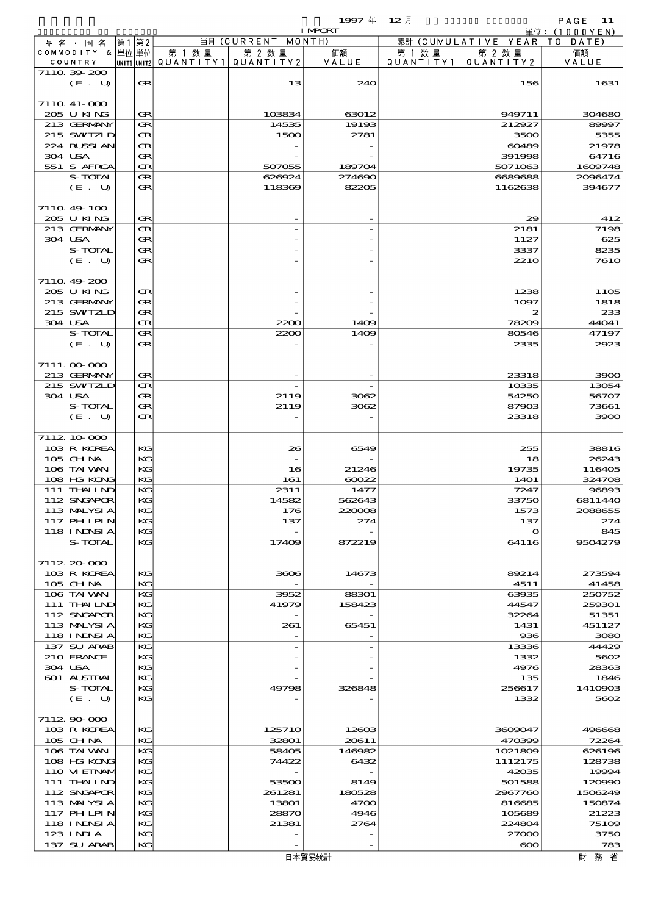1997 年 12 月 IMPORT

単位：(1000YEN)

| 品名・国名 COMMODITY & COUNTRY | 第1 単位 UNIT1 | 第2 単位 UNIT2 | 当月 (CURRENT MONTH) 第1数量 QUANTITY1 | 第2数量 QUANTITY2 | 価額 VALUE | 累計 (CUMULATIVE YEAR TO DATE) 第1数量 QUANTITY1 | 第2数量 QUANTITY2 | 価額 VALUE |
|---|---|---|---|---|---|---|---|---|
| 7110.39-200 | | | | | | | | |
| (E. U) | | GR | | 13 | 240 | | 156 | 1631 |
| 7110.41-000 | | | | | | | | |
| 205 U KING | | GR | | 103834 | 63012 | | 949711 | 304680 |
| 213 GERMANY | | GR | | 14535 | 19193 | | 212927 | 89997 |
| 215 SWTZLD | | GR | | 1500 | 2781 | | 3500 | 5355 |
| 224 RUSSIAN | | GR | | - | - | | 60489 | 21978 |
| 304 USA | | GR | | - | - | | 391998 | 64716 |
| 551 S AFRCA | | GR | | 507055 | 189704 | | 5071063 | 1609748 |
| S-TOTAL | | GR | | 626924 | 274690 | | 6689688 | 2096474 |
| (E. U) | | GR | | 118369 | 82205 | | 1162638 | 394677 |
| 7110.49-100 | | | | | | | | |
| 205 U KING | | GR | | - | - | | 29 | 412 |
| 213 GERMANY | | GR | | - | - | | 2181 | 7198 |
| 304 USA | | GR | | - | - | | 1127 | 625 |
| S-TOTAL | | GR | | - | - | | 3337 | 8235 |
| (E. U) | | GR | | - | - | | 2210 | 7610 |
| 7110.49-200 | | | | | | | | |
| 205 U KING | | GR | | - | - | | 1238 | 1105 |
| 213 GERMANY | | GR | | - | - | | 1097 | 1818 |
| 215 SWTZLD | | GR | | - | - | | 2 | 233 |
| 304 USA | | GR | | 2200 | 1409 | | 78209 | 44041 |
| S-TOTAL | | GR | | 2200 | 1409 | | 80546 | 47197 |
| (E. U) | | GR | | - | - | | 2335 | 2923 |
| 7111.00-000 | | | | | | | | |
| 213 GERMANY | | GR | | - | - | | 23318 | 3900 |
| 215 SWTZLD | | GR | | - | - | | 10335 | 13054 |
| 304 USA | | GR | | 2119 | 3062 | | 54250 | 56707 |
| S-TOTAL | | GR | | 2119 | 3062 | | 87903 | 73661 |
| (E. U) | | GR | | - | - | | 23318 | 3900 |
| 7112.10-000 | | | | | | | | |
| 103 R KOREA | | KG | | 26 | 6549 | | 255 | 38816 |
| 105 CHINA | | KG | | - | - | | 18 | 26243 |
| 106 TAIWAN | | KG | | 16 | 21246 | | 19735 | 116405 |
| 108 HG KONG | | KG | | 161 | 60022 | | 1401 | 324708 |
| 111 THAILND | | KG | | 2311 | 1477 | | 7247 | 96893 |
| 112 SNGAPOR | | KG | | 14582 | 562643 | | 33750 | 6811440 |
| 113 MALYSIA | | KG | | 176 | 220008 | | 1573 | 2088655 |
| 117 PHILPIN | | KG | | 137 | 274 | | 137 | 274 |
| 118 INDNSIA | | KG | | - | - | | 0 | 845 |
| S-TOTAL | | KG | | 17409 | 872219 | | 64116 | 9504279 |
| 7112.20-000 | | | | | | | | |
| 103 R KOREA | | KG | | 3606 | 14673 | | 89214 | 273594 |
| 105 CHINA | | KG | | - | - | | 4511 | 41458 |
| 106 TAIWAN | | KG | | 3952 | 88301 | | 63935 | 250752 |
| 111 THAILND | | KG | | 41979 | 158423 | | 44547 | 259301 |
| 112 SNGAPOR | | KG | | - | - | | 32264 | 51351 |
| 113 MALYSIA | | KG | | 261 | 65451 | | 1431 | 451127 |
| 118 INDNSIA | | KG | | - | - | | 936 | 3080 |
| 137 SU ARAB | | KG | | - | - | | 13336 | 44429 |
| 210 FRANCE | | KG | | - | - | | 1332 | 5602 |
| 304 USA | | KG | | - | - | | 4976 | 28363 |
| 601 AUSTRAL | | KG | | - | - | | 135 | 1846 |
| S-TOTAL | | KG | | 49798 | 326848 | | 256617 | 1410903 |
| (E. U) | | KG | | - | - | | 1332 | 5602 |
| 7112.90-000 | | | | | | | | |
| 103 R KOREA | | KG | | 125710 | 12603 | | 3609047 | 496668 |
| 105 CHINA | | KG | | 32801 | 20611 | | 470399 | 72264 |
| 106 TAIWAN | | KG | | 58405 | 146982 | | 1021809 | 626196 |
| 108 HG KONG | | KG | | 74422 | 6432 | | 1112175 | 128738 |
| 110 VIETNAM | | KG | | - | - | | 42035 | 19994 |
| 111 THAILND | | KG | | 53500 | 8149 | | 501588 | 120990 |
| 112 SNGAPOR | | KG | | 261281 | 180528 | | 2967760 | 1506249 |
| 113 MALYSIA | | KG | | 13801 | 4700 | | 816685 | 150874 |
| 117 PHILPIN | | KG | | 28870 | 4946 | | 105689 | 21223 |
| 118 INDNSIA | | KG | | 21381 | 2764 | | 224804 | 75109 |
| 123 INDIA | | KG | | - | - | | 27000 | 3750 |
| 137 SU ARAB | | KG | | - | - | | 600 | 783 |

日本貿易統計　　財務省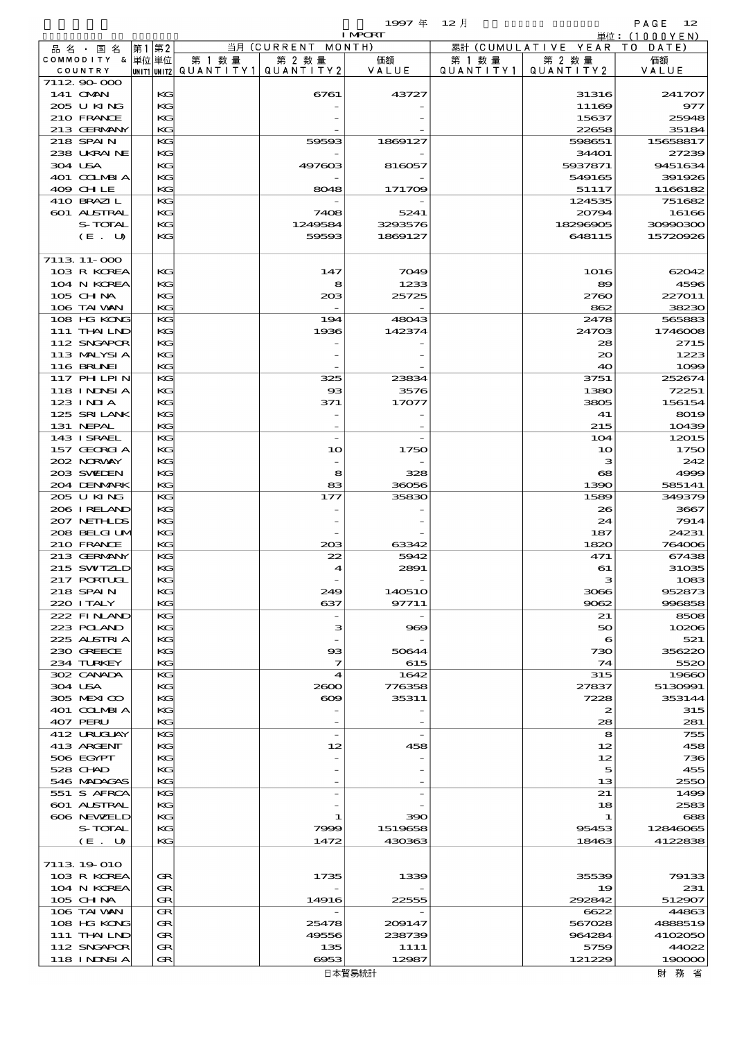1997年 12月 IMPORT

単位：(1000YEN)

| 品名・国名 COMMODITY & COUNTRY | 第1 単位 UNIT1 | 第2 単位 UNIT2 | 当月 (CURRENT MONTH) 第1数量 QUANTITY1 | 第2数量 QUANTITY2 | 価額 VALUE | 累計 (CUMULATIVE YEAR TO DATE) 第1数量 QUANTITY1 | 第2数量 QUANTITY2 | 価額 VALUE |
|---|---|---|---|---|---|---|---|---|
| 7112.90-000 | | | | | | | | |
| 141 OMAN | | KG | | 6761 | 43727 | | 31316 | 241707 |
| 205 U KING | | KG | | - | - | | 11169 | 977 |
| 210 FRANCE | | KG | | - | - | | 15637 | 25948 |
| 213 GERMANY | | KG | | - | - | | 22658 | 35184 |
| 218 SPAIN | | KG | | 59593 | 1869127 | | 598651 | 15658817 |
| 238 UKRAINE | | KG | | - | - | | 34401 | 27239 |
| 304 USA | | KG | | 497603 | 816057 | | 5937871 | 9451634 |
| 401 COLMBIA | | KG | | - | - | | 549165 | 391926 |
| 409 CHILE | | KG | | 8048 | 171709 | | 51117 | 1166182 |
| 410 BRAZIL | | KG | | - | - | | 124535 | 751682 |
| 601 AUSTRAL | | KG | | 7408 | 5241 | | 20794 | 16166 |
| S-TOTAL | | KG | | 1249584 | 3293576 | | 18296905 | 30990300 |
| (E. U) | | KG | | 59593 | 1869127 | | 648115 | 15720926 |
| 7113.11-000 | | | | | | | | |
| 103 R KOREA | | KG | | 147 | 7049 | | 1016 | 62042 |
| 104 N KOREA | | KG | | 8 | 1233 | | 89 | 4596 |
| 105 CHINA | | KG | | 203 | 25725 | | 2760 | 227011 |
| 106 TAIWAN | | KG | | - | - | | 862 | 38230 |
| 108 HG KONG | | KG | | 194 | 48043 | | 2478 | 565883 |
| 111 THAILND | | KG | | 1936 | 142374 | | 24703 | 1746008 |
| 112 SNGAPOR | | KG | | - | - | | 28 | 2715 |
| 113 MALYSIA | | KG | | - | - | | 20 | 1223 |
| 116 BRUNEI | | KG | | - | - | | 40 | 1099 |
| 117 PHLPIN | | KG | | 325 | 23834 | | 3751 | 252674 |
| 118 INDNSIA | | KG | | 93 | 3576 | | 1380 | 72251 |
| 123 INDIA | | KG | | 371 | 17077 | | 3805 | 156154 |
| 125 SRI LANK | | KG | | - | - | | 41 | 8019 |
| 131 NEPAL | | KG | | - | - | | 215 | 10439 |
| 143 ISRAEL | | KG | | - | - | | 104 | 12015 |
| 157 GEORGIA | | KG | | 10 | 1750 | | 10 | 1750 |
| 202 NORWAY | | KG | | - | - | | 3 | 242 |
| 203 SWEDEN | | KG | | 8 | 328 | | 68 | 4999 |
| 204 DENMARK | | KG | | 83 | 36056 | | 1390 | 585141 |
| 205 U KING | | KG | | 177 | 35830 | | 1589 | 349379 |
| 206 IRELAND | | KG | | - | - | | 26 | 3667 |
| 207 NETHLDS | | KG | | - | - | | 24 | 7914 |
| 208 BELGIUM | | KG | | - | - | | 187 | 24231 |
| 210 FRANCE | | KG | | 203 | 63342 | | 1820 | 764006 |
| 213 GERMANY | | KG | | 22 | 5942 | | 471 | 67438 |
| 215 SWITZLD | | KG | | 4 | 2891 | | 61 | 31035 |
| 217 PORTUGL | | KG | | - | - | | 3 | 1083 |
| 218 SPAIN | | KG | | 249 | 140510 | | 3066 | 952873 |
| 220 ITALY | | KG | | 637 | 97711 | | 9062 | 996858 |
| 222 FINLAND | | KG | | - | - | | 21 | 8508 |
| 223 POLAND | | KG | | 3 | 969 | | 50 | 10206 |
| 225 AUSTRIA | | KG | | - | - | | 6 | 521 |
| 230 GREECE | | KG | | 93 | 50644 | | 730 | 356220 |
| 234 TURKEY | | KG | | 7 | 615 | | 74 | 5520 |
| 302 CANADA | | KG | | 4 | 1642 | | 315 | 19660 |
| 304 USA | | KG | | 2600 | 776358 | | 27837 | 5130991 |
| 305 MEXICO | | KG | | 609 | 35311 | | 7228 | 353144 |
| 401 COLMBIA | | KG | | - | - | | 2 | 315 |
| 407 PERU | | KG | | - | - | | 28 | 281 |
| 412 URUGUAY | | KG | | - | - | | 8 | 755 |
| 413 ARGENT | | KG | | 12 | 458 | | 12 | 458 |
| 506 EGYPT | | KG | | - | - | | 12 | 736 |
| 528 CHAD | | KG | | - | - | | 5 | 455 |
| 546 MADAGAS | | KG | | - | - | | 13 | 2550 |
| 551 S AFRCA | | KG | | - | - | | 21 | 1499 |
| 601 AUSTRAL | | KG | | - | - | | 18 | 2583 |
| 606 NEWZELD | | KG | | 1 | 390 | | 1 | 688 |
| S-TOTAL | | KG | | 7999 | 1519658 | | 95453 | 12846065 |
| (E. U) | | KG | | 1472 | 430363 | | 18463 | 4122838 |
| 7113.19-010 | | | | | | | | |
| 103 R KOREA | | GR | | 1735 | 1339 | | 35539 | 79133 |
| 104 N KOREA | | GR | | - | - | | 19 | 231 |
| 105 CHINA | | GR | | 14916 | 22555 | | 292842 | 512907 |
| 106 TAIWAN | | GR | | - | - | | 6622 | 44863 |
| 108 HG KONG | | GR | | 25478 | 209147 | | 567028 | 4888519 |
| 111 THAILND | | GR | | 49556 | 238739 | | 964284 | 4102050 |
| 112 SNGAPOR | | GR | | 135 | 1111 | | 5759 | 44022 |
| 118 INDNSIA | | GR | | 6953 | 12987 | | 121229 | 190000 |

日本貿易統計

財務省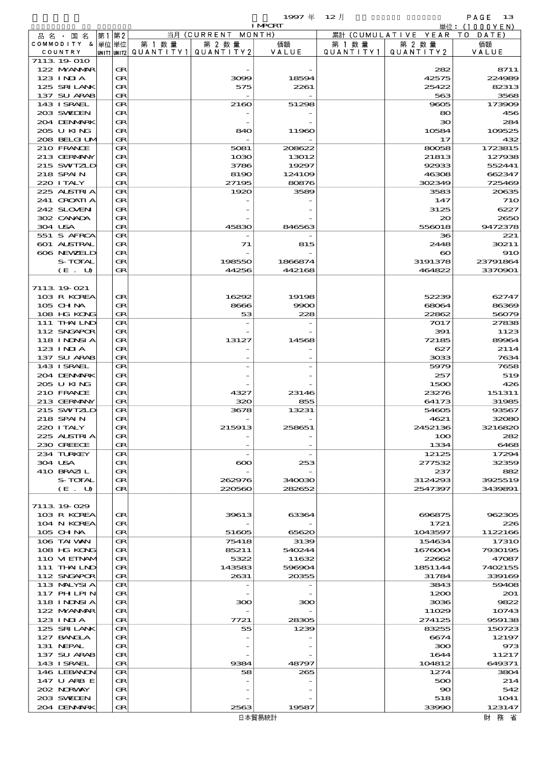1997 年 12 月 IMPORT

単位：(1000YEN)

| 品名・国名 COMMODITY & COUNTRY | 第1単位 UNIT1 | 第2単位 UNIT2 | 当月 (CURRENT MONTH) 第1数量 QUANTITY1 | 第2数量 QUANTITY2 | 価額 VALUE | 累計 (CUMULATIVE YEAR TO DATE) 第1数量 QUANTITY1 | 第2数量 QUANTITY2 | 価額 VALUE |
|---|---|---|---|---|---|---|---|---|
| 7113.19-010 | | | | | | | | |
| 122 MYANMAR | | GR | | - | - | | 282 | 8711 |
| 123 INDIA | | GR | | 3099 | 18594 | | 42575 | 224989 |
| 125 SRI LANK | | GR | | 575 | 2261 | | 25422 | 82313 |
| 137 SU ARAB | | GR | | - | - | | 563 | 3568 |
| 143 ISRAEL | | GR | | 2160 | 51298 | | 9605 | 173909 |
| 203 SWEDEN | | GR | | - | - | | 80 | 456 |
| 204 DENMARK | | GR | | - | - | | 30 | 284 |
| 205 U KING | | GR | | 840 | 11960 | | 10584 | 109525 |
| 208 BELGIUM | | GR | | - | - | | 17 | 432 |
| 210 FRANCE | | GR | | 5081 | 208622 | | 80058 | 1723815 |
| 213 GERMANY | | GR | | 1030 | 13012 | | 21813 | 127938 |
| 215 SWITZLD | | GR | | 3786 | 19297 | | 92933 | 552441 |
| 218 SPAIN | | GR | | 8190 | 124109 | | 46308 | 662347 |
| 220 ITALY | | GR | | 27195 | 80876 | | 302349 | 725469 |
| 225 AUSTRIA | | GR | | 1920 | 3589 | | 3583 | 20635 |
| 241 CROATIA | | GR | | - | - | | 147 | 710 |
| 242 SLOVENI | | GR | | - | - | | 3125 | 6227 |
| 302 CANADA | | GR | | - | - | | 20 | 2650 |
| 304 USA | | GR | | 45830 | 846563 | | 556018 | 9472378 |
| 551 S AFRCA | | GR | | - | - | | 36 | 221 |
| 601 AUSTRAL | | GR | | 71 | 815 | | 2448 | 30211 |
| 606 NEWZELD | | GR | | - | - | | 60 | 910 |
| S-TOTAL | | GR | | 198550 | 1866874 | | 3191378 | 23791864 |
| (E. U) | | GR | | 44256 | 442168 | | 464822 | 3370901 |
| 7113.19-021 | | | | | | | | |
| 103 R KOREA | | GR | | 16292 | 19198 | | 52239 | 62747 |
| 105 CHINA | | GR | | 8666 | 9900 | | 68064 | 86369 |
| 108 HG KONG | | GR | | 53 | 228 | | 22862 | 56079 |
| 111 THAILND | | GR | | - | - | | 7017 | 27838 |
| 112 SNGAPOR | | GR | | - | - | | 391 | 1123 |
| 118 INDNSIA | | GR | | 13127 | 14568 | | 72185 | 89964 |
| 123 INDIA | | GR | | - | - | | 627 | 2114 |
| 137 SU ARAB | | GR | | - | - | | 3033 | 7634 |
| 143 ISRAEL | | GR | | - | - | | 5979 | 7658 |
| 204 DENMARK | | GR | | - | - | | 257 | 519 |
| 205 U KING | | GR | | - | - | | 1500 | 426 |
| 210 FRANCE | | GR | | 4327 | 23146 | | 23276 | 151311 |
| 213 GERMANY | | GR | | 320 | 855 | | 64173 | 31985 |
| 215 SWITZLD | | GR | | 3678 | 13231 | | 54605 | 93567 |
| 218 SPAIN | | GR | | - | - | | 4621 | 32080 |
| 220 ITALY | | GR | | 215913 | 258651 | | 2452136 | 3216820 |
| 225 AUSTRIA | | GR | | - | - | | 100 | 282 |
| 230 GREECE | | GR | | - | - | | 1334 | 6468 |
| 234 TURKEY | | GR | | - | - | | 12125 | 17294 |
| 304 USA | | GR | | 600 | 253 | | 277532 | 32359 |
| 410 BRAZIL | | GR | | - | - | | 237 | 882 |
| S-TOTAL | | GR | | 262976 | 340030 | | 3124293 | 3925519 |
| (E. U) | | GR | | 220560 | 282652 | | 2547397 | 3439891 |
| 7113.19-029 | | | | | | | | |
| 103 R KOREA | | GR | | 39613 | 63364 | | 696875 | 962305 |
| 104 N KOREA | | GR | | - | - | | 1721 | 226 |
| 105 CHINA | | GR | | 51605 | 65620 | | 1043597 | 1122166 |
| 106 TAIWAN | | GR | | 75418 | 3139 | | 154634 | 17310 |
| 108 HG KONG | | GR | | 85211 | 540244 | | 1676004 | 7930195 |
| 110 VIETNAM | | GR | | 5322 | 11632 | | 22662 | 47087 |
| 111 THAILND | | GR | | 143583 | 596904 | | 1851144 | 7402155 |
| 112 SNGAPOR | | GR | | 2631 | 20355 | | 31784 | 339169 |
| 113 MALYSIA | | GR | | - | - | | 3843 | 59408 |
| 117 PHILPIN | | GR | | - | - | | 1200 | 201 |
| 118 INDNSIA | | GR | | 300 | 300 | | 3036 | 9822 |
| 122 MYANMAR | | GR | | - | - | | 11029 | 10743 |
| 123 INDIA | | GR | | 7721 | 28305 | | 274125 | 959138 |
| 125 SRI LANK | | GR | | 55 | 1239 | | 83255 | 150723 |
| 127 BANGLA | | GR | | - | - | | 6674 | 12197 |
| 131 NEPAL | | GR | | - | - | | 300 | 973 |
| 137 SU ARAB | | GR | | - | - | | 1644 | 11217 |
| 143 ISRAEL | | GR | | 9384 | 48797 | | 104812 | 649371 |
| 146 LEBANON | | GR | | 58 | 265 | | 1274 | 3804 |
| 147 U ARB E | | GR | | - | - | | 500 | 214 |
| 202 NORWAY | | GR | | - | - | | 90 | 542 |
| 203 SWEDEN | | GR | | - | - | | 518 | 1041 |
| 204 DENMARK | | GR | | 2563 | 19587 | | 33990 | 123147 |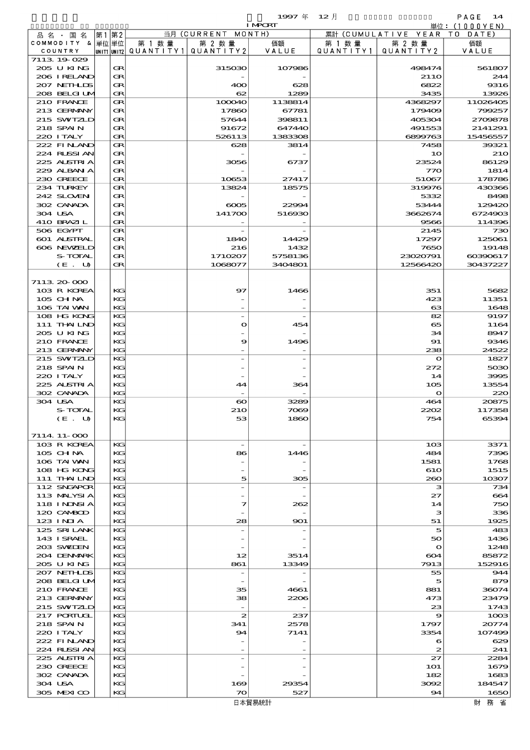1997 年 12 月

IMPORT

単位：(1000YEN)

| 品名・国名 COMMODITY & COUNTRY | 第1 単位 UNIT1 | 第2 単位 UNIT2 | 当月 (CURRENT MONTH) 第1数量 QUANTITY1 | 第2数量 QUANTITY2 | 価額 VALUE | 累計 (CUMULATIVE YEAR TO DATE) 第1数量 QUANTITY1 | 第2数量 QUANTITY2 | 価額 VALUE |
|---|---|---|---|---|---|---|---|---|
| 7113.19-029 | | | | | | | | |
| 205 U KING | | GR | | 315030 | 107986 | | 498474 | 561807 |
| 206 IRELAND | | GR | | - | - | | 2110 | 244 |
| 207 NETHLDS | | GR | | 400 | 628 | | 6822 | 9316 |
| 208 BELGIUM | | GR | | 62 | 1289 | | 3435 | 13926 |
| 210 FRANCE | | GR | | 100040 | 1138814 | | 4368297 | 11026405 |
| 213 GERMANY | | GR | | 17860 | 67781 | | 179409 | 799257 |
| 215 SWITZLD | | GR | | 57644 | 398811 | | 405304 | 2709878 |
| 218 SPAIN | | GR | | 91672 | 647440 | | 491553 | 2141291 |
| 220 ITALY | | GR | | 526113 | 1383308 | | 6899763 | 15456557 |
| 222 FINLAND | | GR | | 628 | 3814 | | 7458 | 39321 |
| 224 RUSSIAN | | GR | | - | - | | 10 | 210 |
| 225 AUSTRIA | | GR | | 3056 | 6737 | | 23524 | 86129 |
| 229 ALBANIA | | GR | | - | - | | 770 | 1814 |
| 230 GREECE | | GR | | 10653 | 27417 | | 51067 | 178786 |
| 234 TURKEY | | GR | | 13824 | 18575 | | 319976 | 430366 |
| 242 SLOVEN | | GR | | - | - | | 5332 | 8498 |
| 302 CANADA | | GR | | 6005 | 22994 | | 53444 | 129420 |
| 304 USA | | GR | | 141700 | 516930 | | 3662674 | 6724903 |
| 410 BRAZIL | | GR | | - | - | | 9566 | 114396 |
| 506 EGYPT | | GR | | - | - | | 2145 | 730 |
| 601 AUSTRAL | | GR | | 1840 | 14429 | | 17297 | 125061 |
| 606 NEWZELD | | GR | | 216 | 1432 | | 7650 | 19148 |
| S-TOTAL | | GR | | 1710207 | 5758136 | | 23020791 | 60390617 |
| (E. U) | | GR | | 1068077 | 3404801 | | 12566420 | 30437227 |
| 7113.20-000 | | | | | | | | |
| 103 R KOREA | | KG | | 97 | 1466 | | 351 | 5682 |
| 105 CHINA | | KG | | - | - | | 423 | 11351 |
| 106 TAIWAN | | KG | | - | - | | 63 | 1648 |
| 108 HG KONG | | KG | | - | - | | 82 | 9197 |
| 111 THAILND | | KG | | 0 | 454 | | 65 | 1164 |
| 205 U KING | | KG | | - | - | | 34 | 8947 |
| 210 FRANCE | | KG | | 9 | 1496 | | 91 | 9346 |
| 213 GERMANY | | KG | | - | - | | 238 | 24522 |
| 215 SWITZLD | | KG | | - | - | | 0 | 1827 |
| 218 SPAIN | | KG | | - | - | | 272 | 5030 |
| 220 ITALY | | KG | | - | - | | 14 | 3995 |
| 225 AUSTRIA | | KG | | 44 | 364 | | 105 | 13554 |
| 302 CANADA | | KG | | - | - | | 0 | 220 |
| 304 USA | | KG | | 60 | 3289 | | 464 | 20875 |
| S-TOTAL | | KG | | 210 | 7069 | | 2202 | 117358 |
| (E. U) | | KG | | 53 | 1860 | | 754 | 65394 |
| 7114.11-000 | | | | | | | | |
| 103 R KOREA | | KG | | - | - | | 103 | 3371 |
| 105 CHINA | | KG | | 86 | 1446 | | 484 | 7396 |
| 106 TAIWAN | | KG | | - | - | | 1581 | 1768 |
| 108 HG KONG | | KG | | - | - | | 610 | 1515 |
| 111 THAILND | | KG | | 5 | 305 | | 260 | 10307 |
| 112 SNGAPOR | | KG | | - | - | | 3 | 734 |
| 113 MALYSIA | | KG | | - | - | | 27 | 664 |
| 118 INDNSIA | | KG | | 7 | 262 | | 14 | 750 |
| 120 CAMBOD | | KG | | - | - | | 3 | 336 |
| 123 INDIA | | KG | | 28 | 901 | | 51 | 1925 |
| 125 SRI LANK | | KG | | - | - | | 5 | 483 |
| 143 ISRAEL | | KG | | - | - | | 50 | 1436 |
| 203 SWEDEN | | KG | | - | - | | 0 | 1248 |
| 204 DENMARK | | KG | | 12 | 3514 | | 604 | 85872 |
| 205 U KING | | KG | | 861 | 13349 | | 7913 | 152916 |
| 207 NETHLDS | | KG | | - | - | | 55 | 944 |
| 208 BELGIUM | | KG | | - | - | | 5 | 879 |
| 210 FRANCE | | KG | | 35 | 4661 | | 881 | 36074 |
| 213 GERMANY | | KG | | 38 | 2206 | | 473 | 23479 |
| 215 SWITZLD | | KG | | - | - | | 23 | 1743 |
| 217 PORTUGL | | KG | | 2 | 237 | | 9 | 1003 |
| 218 SPAIN | | KG | | 341 | 2578 | | 1797 | 20774 |
| 220 ITALY | | KG | | 94 | 7141 | | 3354 | 107499 |
| 222 FINLAND | | KG | | - | - | | 6 | 629 |
| 224 RUSSIAN | | KG | | - | - | | 2 | 241 |
| 225 AUSTRIA | | KG | | - | - | | 27 | 2284 |
| 230 GREECE | | KG | | - | - | | 101 | 1679 |
| 302 CANADA | | KG | | - | - | | 182 | 1683 |
| 304 USA | | KG | | 169 | 29354 | | 3092 | 184547 |
| 305 MEXICO | | KG | | 70 | 527 | | 94 | 1650 |

日本貿易統計　　財務省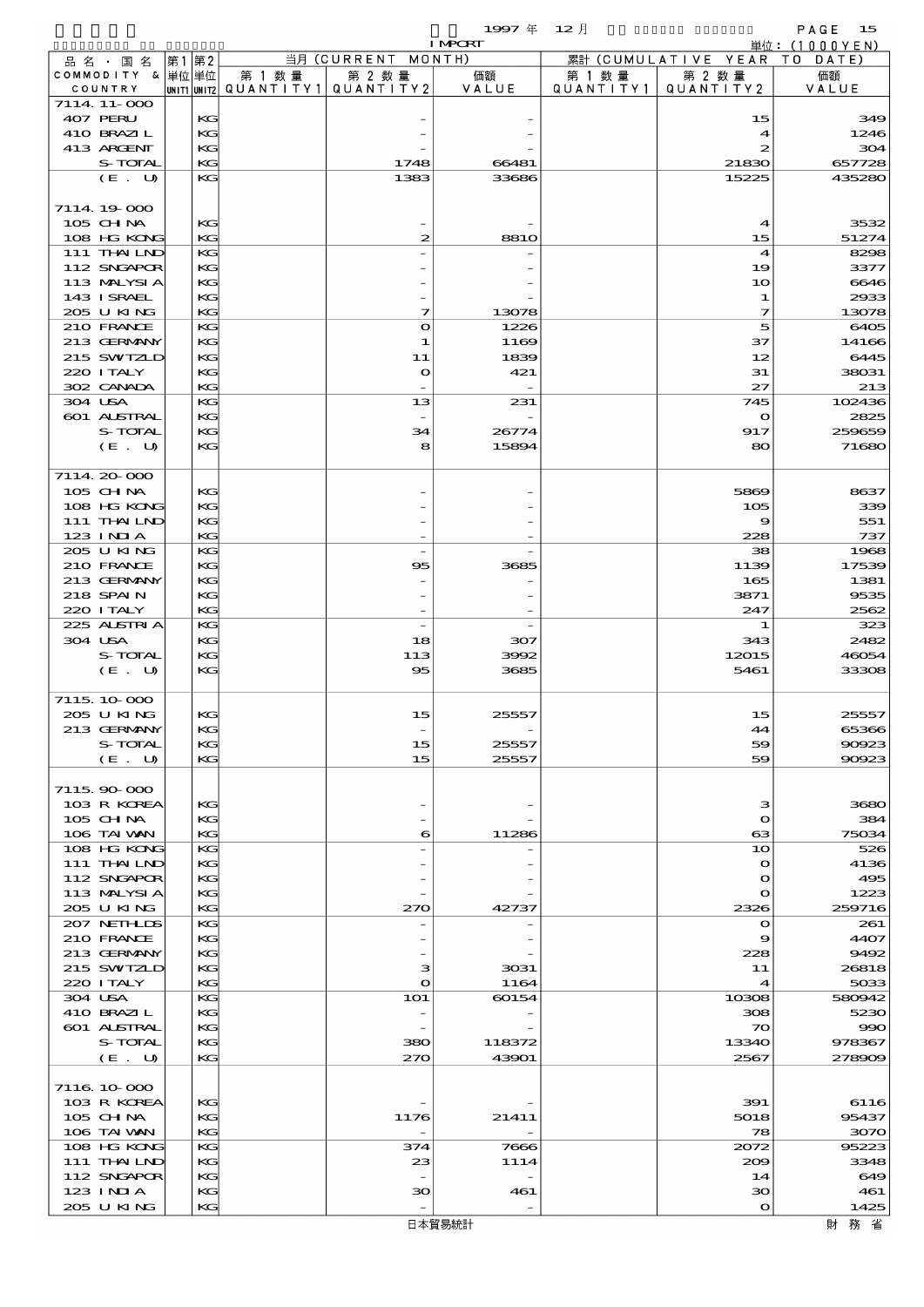1997年 12月 IMPORT 単位：(1000YEN)

| 品名・国名 COMMODITY & COUNTRY | 第1単位 UNIT1 | 第2単位 UNIT2 | 当月 (CURRENT MONTH) 第1数量 QUANTITY1 | 第2数量 QUANTITY2 | 価額 VALUE | 累計 (CUMULATIVE YEAR TO DATE) 第1数量 QUANTITY1 | 第2数量 QUANTITY2 | 価額 VALUE |
|---|---|---|---|---|---|---|---|---|
| 7114.11-000 | | | | | | | | |
| 407 PERU | | KG | | - | - | | 15 | 349 |
| 410 BRAZIL | | KG | | - | - | | 4 | 1246 |
| 413 ARGENT | | KG | | - | - | | 2 | 304 |
| S-TOTAL | | KG | | 1748 | 66481 | | 21830 | 657728 |
| (E. U) | | KG | | 1383 | 33686 | | 15225 | 435280 |
| 7114.19-000 | | | | | | | | |
| 105 CHINA | | KG | | - | - | | 4 | 3532 |
| 108 HG KONG | | KG | | 2 | 8810 | | 15 | 51274 |
| 111 THAILND | | KG | | - | - | | 4 | 8298 |
| 112 SNGAPOR | | KG | | - | - | | 19 | 3377 |
| 113 MALYSIA | | KG | | - | - | | 10 | 6646 |
| 143 ISRAEL | | KG | | - | - | | 1 | 2933 |
| 205 U KING | | KG | | 7 | 13078 | | 7 | 13078 |
| 210 FRANCE | | KG | | 0 | 1226 | | 5 | 6405 |
| 213 GERMANY | | KG | | 1 | 1169 | | 37 | 14166 |
| 215 SWTZLD | | KG | | 11 | 1839 | | 12 | 6445 |
| 220 ITALY | | KG | | 0 | 421 | | 31 | 38031 |
| 302 CANADA | | KG | | - | - | | 27 | 213 |
| 304 USA | | KG | | 13 | 231 | | 745 | 102436 |
| 601 AUSTRAL | | KG | | - | - | | 0 | 2825 |
| S-TOTAL | | KG | | 34 | 26774 | | 917 | 259659 |
| (E. U) | | KG | | 8 | 15894 | | 80 | 71680 |
| 7114.20-000 | | | | | | | | |
| 105 CHINA | | KG | | - | - | | 5869 | 8637 |
| 108 HG KONG | | KG | | - | - | | 105 | 339 |
| 111 THAILND | | KG | | - | - | | 9 | 551 |
| 123 INDIA | | KG | | - | - | | 228 | 737 |
| 205 U KING | | KG | | - | - | | 38 | 1968 |
| 210 FRANCE | | KG | | 95 | 3685 | | 1139 | 17539 |
| 213 GERMANY | | KG | | - | - | | 165 | 1381 |
| 218 SPAIN | | KG | | - | - | | 3871 | 9535 |
| 220 ITALY | | KG | | - | - | | 247 | 2562 |
| 225 AUSTRIA | | KG | | - | - | | 1 | 323 |
| 304 USA | | KG | | 18 | 307 | | 343 | 2482 |
| S-TOTAL | | KG | | 113 | 3992 | | 12015 | 46054 |
| (E. U) | | KG | | 95 | 3685 | | 5461 | 33308 |
| 7115.10-000 | | | | | | | | |
| 205 U KING | | KG | | 15 | 25557 | | 15 | 25557 |
| 213 GERMANY | | KG | | - | - | | 44 | 65366 |
| S-TOTAL | | KG | | 15 | 25557 | | 59 | 90923 |
| (E. U) | | KG | | 15 | 25557 | | 59 | 90923 |
| 7115.90-000 | | | | | | | | |
| 103 R KOREA | | KG | | - | - | | 3 | 3680 |
| 105 CHINA | | KG | | - | - | | 0 | 384 |
| 106 TAIWAN | | KG | | 6 | 11286 | | 63 | 75034 |
| 108 HG KONG | | KG | | - | - | | 10 | 526 |
| 111 THAILND | | KG | | - | - | | 0 | 4136 |
| 112 SNGAPOR | | KG | | - | - | | 0 | 495 |
| 113 MALYSIA | | KG | | - | - | | 0 | 1223 |
| 205 U KING | | KG | | 270 | 42737 | | 2326 | 259716 |
| 207 NETHLDS | | KG | | - | - | | 0 | 261 |
| 210 FRANCE | | KG | | - | - | | 9 | 4407 |
| 213 GERMANY | | KG | | - | - | | 228 | 9492 |
| 215 SWTZLD | | KG | | 3 | 3031 | | 11 | 26818 |
| 220 ITALY | | KG | | 0 | 1164 | | 4 | 5033 |
| 304 USA | | KG | | 101 | 60154 | | 10308 | 580942 |
| 410 BRAZIL | | KG | | - | - | | 308 | 5230 |
| 601 AUSTRAL | | KG | | - | - | | 70 | 990 |
| S-TOTAL | | KG | | 380 | 118372 | | 13340 | 978367 |
| (E. U) | | KG | | 270 | 43901 | | 2567 | 278909 |
| 7116.10-000 | | | | | | | | |
| 103 R KOREA | | KG | | - | - | | 391 | 6116 |
| 105 CHINA | | KG | | 1176 | 21411 | | 5018 | 95437 |
| 106 TAIWAN | | KG | | - | - | | 78 | 3070 |
| 108 HG KONG | | KG | | 374 | 7666 | | 2072 | 95223 |
| 111 THAILND | | KG | | 23 | 1114 | | 209 | 3348 |
| 112 SNGAPOR | | KG | | - | - | | 14 | 649 |
| 123 INDIA | | KG | | 30 | 461 | | 30 | 461 |
| 205 U KING | | KG | | - | - | | 0 | 1425 |

日本貿易統計　財務省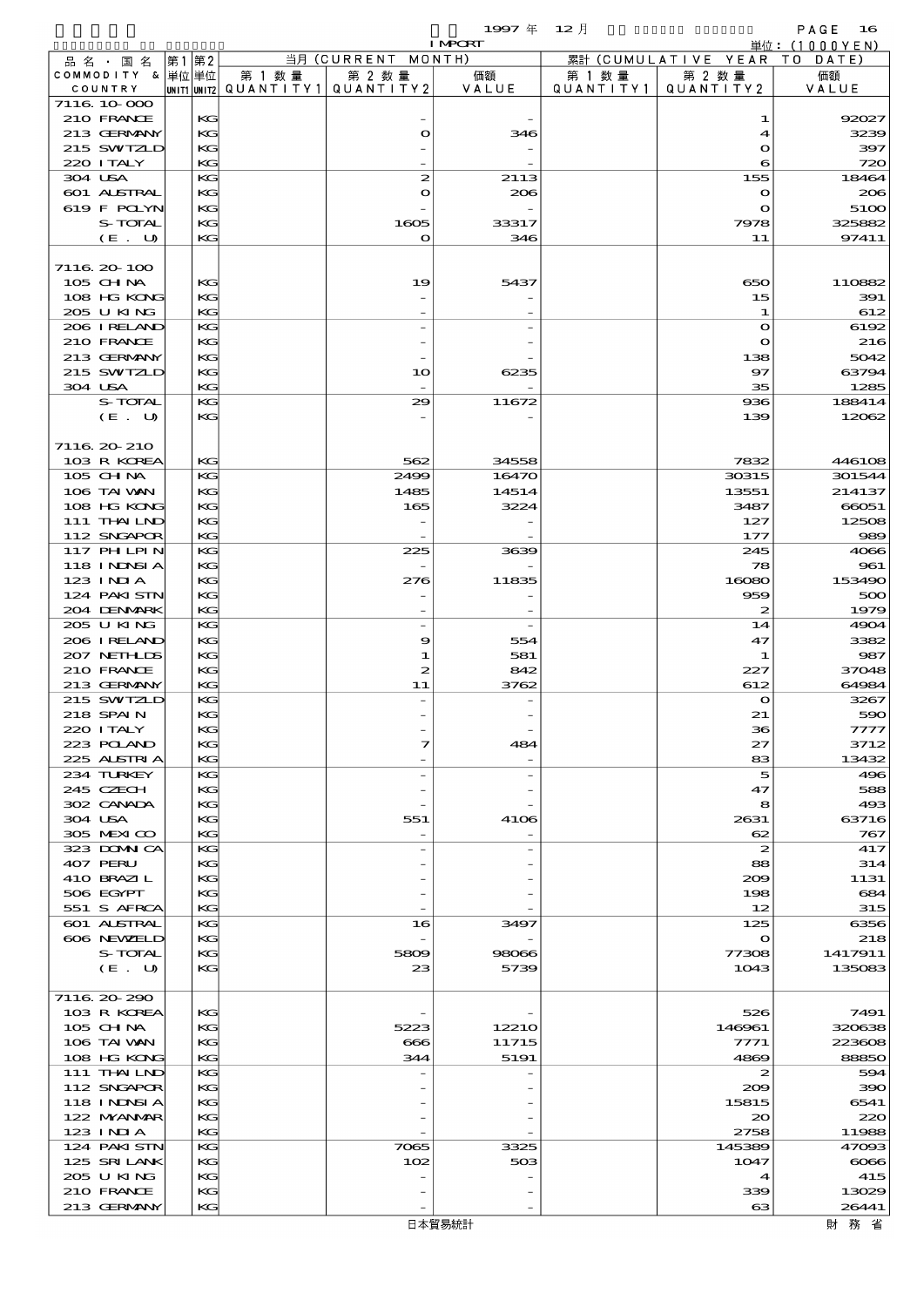1997年 12月 IMPORT

単位：(1000YEN)

| 品名・国名 COMMODITY & COUNTRY | 第1 単位 UNIT1 | 第2 単位 UNIT2 | 当月 (CURRENT MONTH) 第1数量 QUANTITY1 | 第2数量 QUANTITY2 | 価額 VALUE | 累計 (CUMULATIVE YEAR TO DATE) 第1数量 QUANTITY1 | 第2数量 QUANTITY2 | 価額 VALUE |
|---|---|---|---|---|---|---|---|---|
| 7116.10-000 | | | | | | | | |
| 210 FRANCE | | KG | | - | - | | 1 | 92027 |
| 213 GERMANY | | KG | | 0 | 346 | | 4 | 3239 |
| 215 SWITZLD | | KG | | - | - | | 0 | 397 |
| 220 ITALY | | KG | | - | - | | 6 | 720 |
| 304 USA | | KG | | 2 | 2113 | | 155 | 18464 |
| 601 AUSTRAL | | KG | | 0 | 206 | | 0 | 206 |
| 619 F POLYN | | KG | | - | - | | 0 | 5100 |
| S-TOTAL | | KG | | 1605 | 33317 | | 7978 | 325882 |
| (E. U) | | KG | | 0 | 346 | | 11 | 97411 |
| 7116.20-100 | | | | | | | | |
| 105 CHINA | | KG | | 19 | 5437 | | 650 | 110882 |
| 108 HG KONG | | KG | | - | - | | 15 | 391 |
| 205 U KING | | KG | | - | - | | 1 | 612 |
| 206 IRELAND | | KG | | - | - | | 0 | 6192 |
| 210 FRANCE | | KG | | - | - | | 0 | 216 |
| 213 GERMANY | | KG | | - | - | | 138 | 5042 |
| 215 SWITZLD | | KG | | 10 | 6235 | | 97 | 63794 |
| 304 USA | | KG | | - | - | | 35 | 1285 |
| S-TOTAL | | KG | | 29 | 11672 | | 936 | 188414 |
| (E. U) | | KG | | - | - | | 139 | 12062 |
| 7116.20-210 | | | | | | | | |
| 103 R KOREA | | KG | | 562 | 34558 | | 7832 | 446108 |
| 105 CHINA | | KG | | 2499 | 16470 | | 30315 | 301544 |
| 106 TAIWAN | | KG | | 1485 | 14514 | | 13551 | 214137 |
| 108 HG KONG | | KG | | 165 | 3224 | | 3487 | 66051 |
| 111 THAILND | | KG | | - | - | | 127 | 12508 |
| 112 SNGAPOR | | KG | | - | - | | 177 | 989 |
| 117 PHLPIN | | KG | | 225 | 3639 | | 245 | 4066 |
| 118 INDNSIA | | KG | | - | - | | 78 | 961 |
| 123 INDIA | | KG | | 276 | 11835 | | 16080 | 153490 |
| 124 PAKISTN | | KG | | - | - | | 959 | 500 |
| 204 DENMARK | | KG | | - | - | | 2 | 1979 |
| 205 U KING | | KG | | - | - | | 14 | 4904 |
| 206 IRELAND | | KG | | 9 | 554 | | 47 | 3382 |
| 207 NETHLDS | | KG | | 1 | 581 | | 1 | 987 |
| 210 FRANCE | | KG | | 2 | 842 | | 227 | 37048 |
| 213 GERMANY | | KG | | 11 | 3762 | | 612 | 64984 |
| 215 SWITZLD | | KG | | - | - | | 0 | 3267 |
| 218 SPAIN | | KG | | - | - | | 21 | 590 |
| 220 ITALY | | KG | | - | - | | 36 | 7777 |
| 223 POLAND | | KG | | 7 | 484 | | 27 | 3712 |
| 225 AUSTRIA | | KG | | - | - | | 83 | 13432 |
| 234 TURKEY | | KG | | - | - | | 5 | 496 |
| 245 CZECH | | KG | | - | - | | 47 | 588 |
| 302 CANADA | | KG | | - | - | | 8 | 493 |
| 304 USA | | KG | | 551 | 4106 | | 2631 | 63716 |
| 305 MEXICO | | KG | | - | - | | 62 | 767 |
| 323 DOMNICA | | KG | | - | - | | 2 | 417 |
| 407 PERU | | KG | | - | - | | 88 | 314 |
| 410 BRAZIL | | KG | | - | - | | 209 | 1131 |
| 506 EGYPT | | KG | | - | - | | 198 | 684 |
| 551 S AFRCA | | KG | | - | - | | 12 | 315 |
| 601 AUSTRAL | | KG | | 16 | 3497 | | 125 | 6356 |
| 606 NEWZELD | | KG | | - | - | | 0 | 218 |
| S-TOTAL | | KG | | 5809 | 98066 | | 77308 | 1417911 |
| (E. U) | | KG | | 23 | 5739 | | 1043 | 135083 |
| 7116.20-290 | | | | | | | | |
| 103 R KOREA | | KG | | - | - | | 526 | 7491 |
| 105 CHINA | | KG | | 5223 | 12210 | | 146961 | 320638 |
| 106 TAIWAN | | KG | | 666 | 11715 | | 7771 | 223608 |
| 108 HG KONG | | KG | | 344 | 5191 | | 4869 | 88850 |
| 111 THAILND | | KG | | - | - | | 2 | 594 |
| 112 SNGAPOR | | KG | | - | - | | 209 | 390 |
| 118 INDNSIA | | KG | | - | - | | 15815 | 6541 |
| 122 MYANMAR | | KG | | - | - | | 20 | 220 |
| 123 INDIA | | KG | | - | - | | 2758 | 11988 |
| 124 PAKISTN | | KG | | 7065 | 3325 | | 145389 | 47093 |
| 125 SRI LANK | | KG | | 102 | 503 | | 1047 | 6066 |
| 205 U KING | | KG | | - | - | | 4 | 415 |
| 210 FRANCE | | KG | | - | - | | 339 | 13029 |
| 213 GERMANY | | KG | | - | - | | 63 | 26441 |

日本貿易統計　　財務省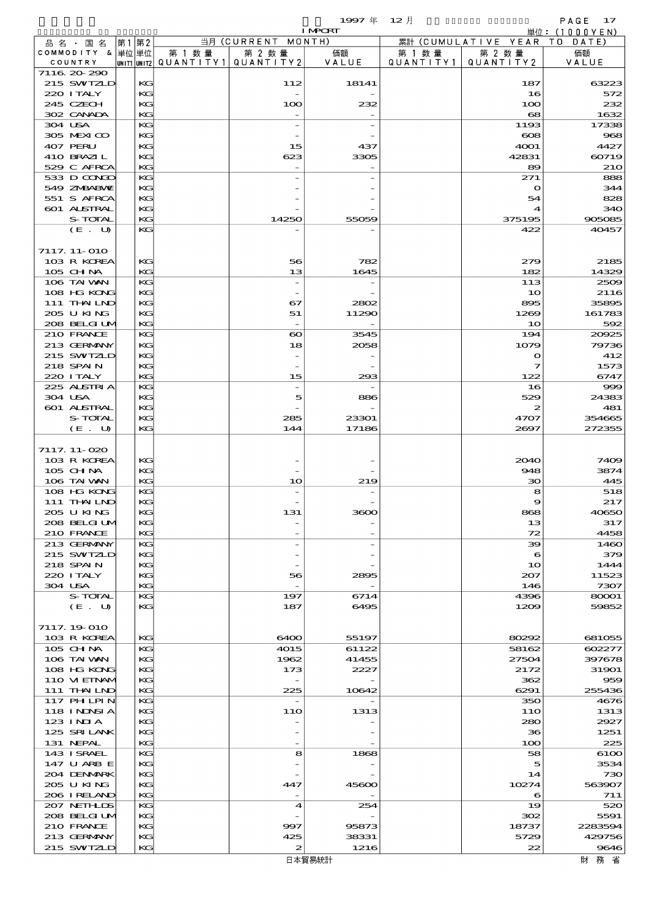1997 年 12 月 IMPORT 単位：(1000YEN)

| 品名・国名 COMMODITY & COUNTRY | 第1 UNIT1 | 第2 単位 UNIT2 | 当月 (CURRENT MONTH) 第1数量 QUANTITY1 | 第2数量 QUANTITY2 | 価額 VALUE | 累計 (CUMULATIVE YEAR TO DATE) 第1数量 QUANTITY1 | 第2数量 QUANTITY2 | 価額 VALUE |
|---|---|---|---|---|---|---|---|---|
| 7116.20-290 | | | | | | | | |
| 215 SWTZLD | | KG | | 112 | 18141 | | 187 | 63223 |
| 220 ITALY | | KG | | - | - | | 16 | 572 |
| 245 CZECH | | KG | | 100 | 232 | | 100 | 232 |
| 302 CANADA | | KG | | - | - | | 68 | 1632 |
| 304 USA | | KG | | - | - | | 1193 | 17338 |
| 305 MEXICO | | KG | | - | - | | 608 | 968 |
| 407 PERU | | KG | | 15 | 437 | | 4001 | 4427 |
| 410 BRAZIL | | KG | | 623 | 3305 | | 42831 | 60719 |
| 529 C AFRCA | | KG | | - | - | | 89 | 210 |
| 533 D CONGO | | KG | | - | - | | 271 | 888 |
| 549 ZMBABWE | | KG | | - | - | | 0 | 344 |
| 551 S AFRCA | | KG | | - | - | | 54 | 828 |
| 601 AUSTRAL | | KG | | - | - | | 4 | 340 |
| S-TOTAL | | KG | | 14250 | 55059 | | 375195 | 905085 |
| (E. U) | | KG | | - | - | | 422 | 40457 |
| 7117.11-010 | | | | | | | | |
| 103 R KOREA | | KG | | 56 | 782 | | 279 | 2185 |
| 105 CHINA | | KG | | 13 | 1645 | | 182 | 14329 |
| 106 TAIWAN | | KG | | - | - | | 113 | 2509 |
| 108 HG KONG | | KG | | - | - | | 10 | 2116 |
| 111 THAILND | | KG | | 67 | 2802 | | 895 | 35895 |
| 205 U KING | | KG | | 51 | 11290 | | 1269 | 161783 |
| 208 BELGIUM | | KG | | - | - | | 10 | 592 |
| 210 FRANCE | | KG | | 60 | 3545 | | 194 | 20925 |
| 213 GERMANY | | KG | | 18 | 2058 | | 1079 | 79736 |
| 215 SWTZLD | | KG | | - | - | | 0 | 412 |
| 218 SPAIN | | KG | | - | - | | 7 | 1573 |
| 220 ITALY | | KG | | 15 | 293 | | 122 | 6747 |
| 225 AUSTRIA | | KG | | - | - | | 16 | 999 |
| 304 USA | | KG | | 5 | 886 | | 529 | 24383 |
| 601 AUSTRAL | | KG | | - | - | | 2 | 481 |
| S-TOTAL | | KG | | 285 | 23301 | | 4707 | 354665 |
| (E. U) | | KG | | 144 | 17186 | | 2697 | 272355 |
| 7117.11-020 | | | | | | | | |
| 103 R KOREA | | KG | | - | - | | 2040 | 7409 |
| 105 CHINA | | KG | | - | - | | 948 | 3874 |
| 106 TAIWAN | | KG | | 10 | 219 | | 30 | 445 |
| 108 HG KONG | | KG | | - | - | | 8 | 518 |
| 111 THAILND | | KG | | - | - | | 9 | 217 |
| 205 U KING | | KG | | 131 | 3600 | | 868 | 40650 |
| 208 BELGIUM | | KG | | - | - | | 13 | 317 |
| 210 FRANCE | | KG | | - | - | | 72 | 4458 |
| 213 GERMANY | | KG | | - | - | | 39 | 1460 |
| 215 SWTZLD | | KG | | - | - | | 6 | 379 |
| 218 SPAIN | | KG | | - | - | | 10 | 1444 |
| 220 ITALY | | KG | | 56 | 2895 | | 207 | 11523 |
| 304 USA | | KG | | - | - | | 146 | 7307 |
| S-TOTAL | | KG | | 197 | 6714 | | 4396 | 80001 |
| (E. U) | | KG | | 187 | 6495 | | 1209 | 59852 |
| 7117.19-010 | | | | | | | | |
| 103 R KOREA | | KG | | 6400 | 55197 | | 80292 | 681055 |
| 105 CHINA | | KG | | 4015 | 61122 | | 58162 | 602277 |
| 106 TAIWAN | | KG | | 1962 | 41455 | | 27504 | 397678 |
| 108 HG KONG | | KG | | 173 | 2227 | | 2172 | 31901 |
| 110 VIETNAM | | KG | | - | - | | 362 | 959 |
| 111 THAILND | | KG | | 225 | 10642 | | 6291 | 255436 |
| 117 PHLPIN | | KG | | - | - | | 350 | 4676 |
| 118 INDNSIA | | KG | | 110 | 1313 | | 110 | 1313 |
| 123 INDIA | | KG | | - | - | | 280 | 2927 |
| 125 SRI LANK | | KG | | - | - | | 36 | 1251 |
| 131 NEPAL | | KG | | - | - | | 100 | 225 |
| 143 ISRAEL | | KG | | 8 | 1868 | | 58 | 6100 |
| 147 U ARB E | | KG | | - | - | | 5 | 3534 |
| 204 DENMARK | | KG | | - | - | | 14 | 730 |
| 205 U KING | | KG | | 447 | 45600 | | 10274 | 563907 |
| 206 IRELAND | | KG | | - | - | | 6 | 711 |
| 207 NETHLDS | | KG | | 4 | 254 | | 19 | 520 |
| 208 BELGIUM | | KG | | - | - | | 302 | 5591 |
| 210 FRANCE | | KG | | 997 | 95873 | | 18737 | 2283594 |
| 213 GERMANY | | KG | | 425 | 38331 | | 5729 | 429756 |
| 215 SWTZLD | | KG | | 2 | 1216 | | 22 | 9646 |

日本貿易統計　　財務省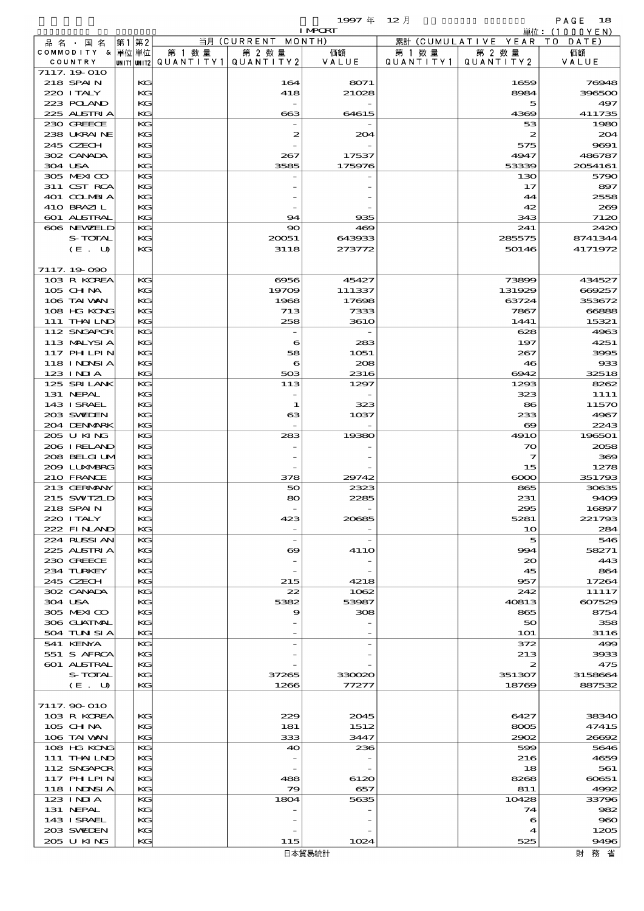1997 年 12 月 IMPORT 単位：(1000YEN)

| 品名・国名 COMMODITY & COUNTRY | 第1 単位 UNIT1 | 第2 単位 UNIT2 | 当月 (CURRENT MONTH) 第1数量 QUANTITY1 | 第2数量 QUANTITY2 | 価額 VALUE | 累計 (CUMULATIVE YEAR TO DATE) 第1数量 QUANTITY1 | 第2数量 QUANTITY2 | 価額 VALUE |
|---|---|---|---|---|---|---|---|---|
| 7117.19-010 | | | | | | | | |
| 218 SPAIN | | KG | | 164 | 8071 | | 1659 | 76948 |
| 220 ITALY | | KG | | 418 | 21028 | | 8984 | 396500 |
| 223 POLAND | | KG | | - | - | | 5 | 497 |
| 225 AUSTRIA | | KG | | 663 | 64615 | | 4369 | 411735 |
| 230 GREECE | | KG | | - | - | | 53 | 1980 |
| 238 UKRAINE | | KG | | 2 | 204 | | 2 | 204 |
| 245 CZECH | | KG | | - | - | | 575 | 9691 |
| 302 CANADA | | KG | | 267 | 17537 | | 4947 | 486787 |
| 304 USA | | KG | | 3585 | 175976 | | 53339 | 2054161 |
| 305 MEXICO | | KG | | - | - | | 130 | 5790 |
| 311 CST RCA | | KG | | - | - | | 17 | 897 |
| 401 COLMBIA | | KG | | - | - | | 44 | 2558 |
| 410 BRAZIL | | KG | | - | - | | 42 | 269 |
| 601 AUSTRAL | | KG | | 94 | 935 | | 343 | 7120 |
| 606 NEWZELD | | KG | | 90 | 469 | | 241 | 2420 |
| S-TOTAL | | KG | | 20051 | 643933 | | 285575 | 8741344 |
| (E. U) | | KG | | 3118 | 273772 | | 50146 | 4171972 |
| 7117.19-090 | | | | | | | | |
| 103 R KOREA | | KG | | 6956 | 45427 | | 73899 | 434527 |
| 105 CHINA | | KG | | 19709 | 111337 | | 131929 | 669257 |
| 106 TAIWAN | | KG | | 1968 | 17698 | | 63724 | 353672 |
| 108 HG KONG | | KG | | 713 | 7333 | | 7867 | 66888 |
| 111 THAILND | | KG | | 258 | 3610 | | 1441 | 15321 |
| 112 SNGAPOR | | KG | | - | - | | 628 | 4963 |
| 113 MALYSIA | | KG | | 6 | 283 | | 197 | 4251 |
| 117 PHLPIN | | KG | | 58 | 1051 | | 267 | 3995 |
| 118 INDNSIA | | KG | | 6 | 208 | | 46 | 933 |
| 123 INDIA | | KG | | 503 | 2316 | | 6942 | 32518 |
| 125 SRI LANK | | KG | | 113 | 1297 | | 1293 | 8262 |
| 131 NEPAL | | KG | | - | - | | 323 | 1111 |
| 143 ISRAEL | | KG | | 1 | 323 | | 86 | 11570 |
| 203 SWEDEN | | KG | | 63 | 1037 | | 233 | 4967 |
| 204 DENMARK | | KG | | - | - | | 69 | 2243 |
| 205 U KING | | KG | | 283 | 19380 | | 4910 | 196501 |
| 206 IRELAND | | KG | | - | - | | 70 | 2058 |
| 208 BELGIUM | | KG | | - | - | | 7 | 369 |
| 209 LUXMBRG | | KG | | - | - | | 15 | 1278 |
| 210 FRANCE | | KG | | 378 | 29742 | | 6000 | 351793 |
| 213 GERMANY | | KG | | 50 | 2323 | | 865 | 30635 |
| 215 SWITZLD | | KG | | 80 | 2285 | | 231 | 9409 |
| 218 SPAIN | | KG | | - | - | | 295 | 16897 |
| 220 ITALY | | KG | | 423 | 20685 | | 5281 | 221793 |
| 222 FINLAND | | KG | | - | - | | 10 | 284 |
| 224 RUSSIAN | | KG | | - | - | | 5 | 546 |
| 225 AUSTRIA | | KG | | 69 | 4110 | | 994 | 58271 |
| 230 GREECE | | KG | | - | - | | 20 | 443 |
| 234 TURKEY | | KG | | - | - | | 45 | 864 |
| 245 CZECH | | KG | | 215 | 4218 | | 957 | 17264 |
| 302 CANADA | | KG | | 22 | 1062 | | 242 | 11117 |
| 304 USA | | KG | | 5382 | 53987 | | 40813 | 607529 |
| 305 MEXICO | | KG | | 9 | 308 | | 865 | 8754 |
| 306 GUATMAL | | KG | | - | - | | 50 | 358 |
| 504 TUNISIA | | KG | | - | - | | 101 | 3116 |
| 541 KENYA | | KG | | - | - | | 372 | 499 |
| 551 S AFRCA | | KG | | - | - | | 213 | 3933 |
| 601 AUSTRAL | | KG | | - | - | | 2 | 475 |
| S-TOTAL | | KG | | 37265 | 330020 | | 351307 | 3158664 |
| (E. U) | | KG | | 1266 | 77277 | | 18769 | 887532 |
| 7117.90-010 | | | | | | | | |
| 103 R KOREA | | KG | | 229 | 2045 | | 6427 | 38340 |
| 105 CHINA | | KG | | 181 | 1512 | | 8005 | 47415 |
| 106 TAIWAN | | KG | | 333 | 3447 | | 2902 | 26692 |
| 108 HG KONG | | KG | | 40 | 236 | | 599 | 5646 |
| 111 THAILND | | KG | | - | - | | 216 | 4659 |
| 112 SNGAPOR | | KG | | - | - | | 18 | 561 |
| 117 PHLPIN | | KG | | 488 | 6120 | | 8268 | 60651 |
| 118 INDNSIA | | KG | | 79 | 657 | | 811 | 4992 |
| 123 INDIA | | KG | | 1804 | 5635 | | 10428 | 33796 |
| 131 NEPAL | | KG | | - | - | | 74 | 982 |
| 143 ISRAEL | | KG | | - | - | | 6 | 960 |
| 203 SWEDEN | | KG | | - | - | | 4 | 1205 |
| 205 U KING | | KG | | 115 | 1024 | | 525 | 9496 |

日本貿易統計　財務省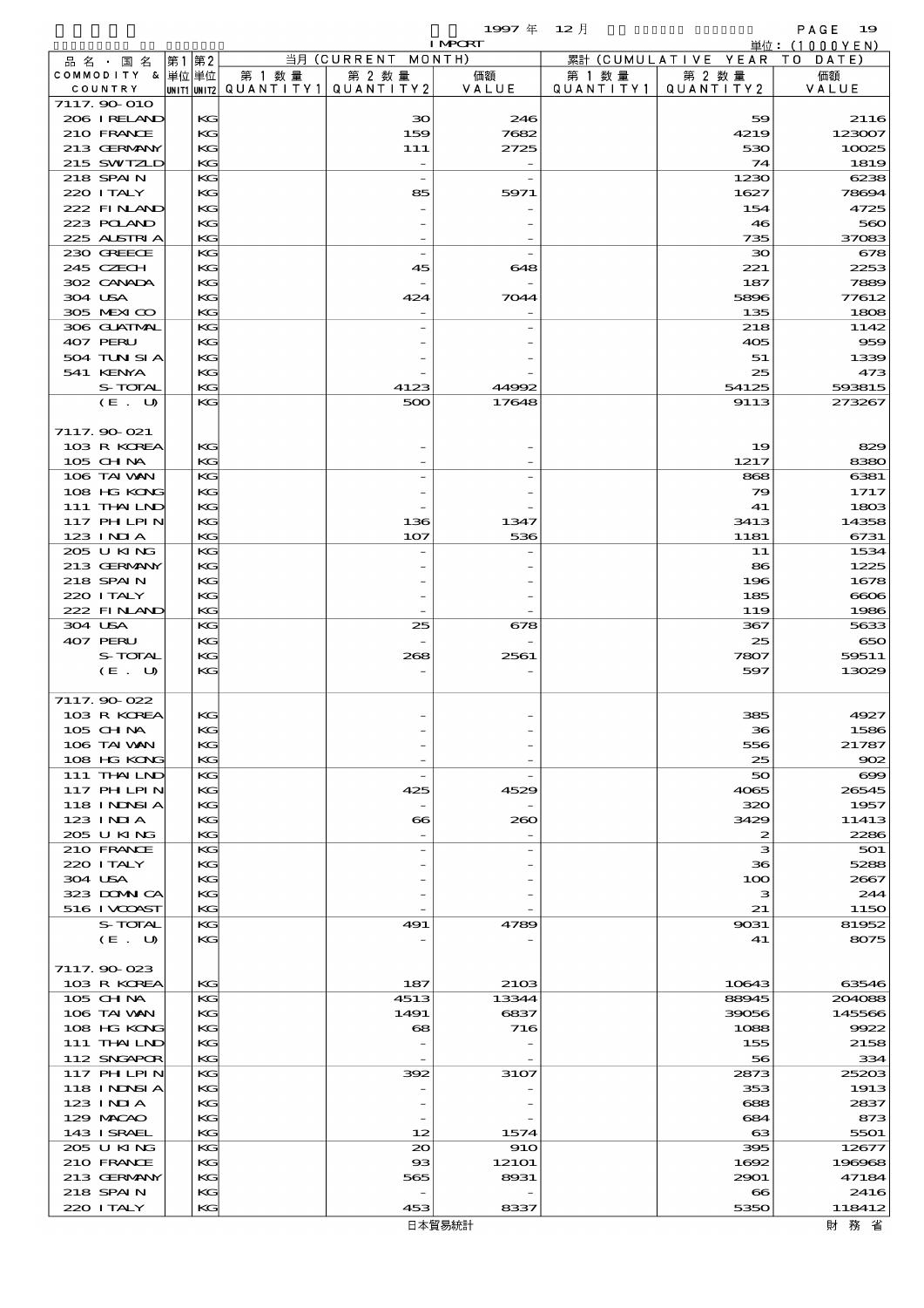1997 年 12 月 IMPORT 単位：(1000YEN)

| 品名・国名 COMMODITY & COUNTRY | 第1 単位 UNIT1 | 第2 単位 UNIT2 | 当月 (CURRENT MONTH) 第1数量 QUANTITY1 | 第2数量 QUANTITY2 | 価額 VALUE | 累計 (CUMULATIVE YEAR TO DATE) 第1数量 QUANTITY1 | 第2数量 QUANTITY2 | 価額 VALUE |
|---|---|---|---|---|---|---|---|---|
| 7117.90-010 | | | | | | | | |
| 206 IRELAND | | KG | | 30 | 246 | | 59 | 2116 |
| 210 FRANCE | | KG | | 159 | 7682 | | 4219 | 123007 |
| 213 GERMANY | | KG | | 111 | 2725 | | 530 | 10025 |
| 215 SWITZLD | | KG | | - | - | | 74 | 1819 |
| 218 SPAIN | | KG | | - | - | | 1230 | 6238 |
| 220 ITALY | | KG | | 85 | 5971 | | 1627 | 78694 |
| 222 FINLAND | | KG | | - | - | | 154 | 4725 |
| 223 POLAND | | KG | | - | - | | 46 | 560 |
| 225 AUSTRIA | | KG | | - | - | | 735 | 37083 |
| 230 GREECE | | KG | | - | - | | 30 | 678 |
| 245 CZECH | | KG | | 45 | 648 | | 221 | 2253 |
| 302 CANADA | | KG | | - | - | | 187 | 7889 |
| 304 USA | | KG | | 424 | 7044 | | 5896 | 77612 |
| 305 MEXICO | | KG | | - | - | | 135 | 1808 |
| 306 GUATMAL | | KG | | - | - | | 218 | 1142 |
| 407 PERU | | KG | | - | - | | 405 | 959 |
| 504 TUNISIA | | KG | | - | - | | 51 | 1339 |
| 541 KENYA | | KG | | - | - | | 25 | 473 |
| S-TOTAL | | KG | | 4123 | 44992 | | 54125 | 593815 |
| (E. U) | | KG | | 500 | 17648 | | 9113 | 273267 |
| 7117.90-021 | | | | | | | | |
| 103 R KOREA | | KG | | - | - | | 19 | 829 |
| 105 CHINA | | KG | | - | - | | 1217 | 8380 |
| 106 TAIWAN | | KG | | - | - | | 868 | 6381 |
| 108 HG KONG | | KG | | - | - | | 79 | 1717 |
| 111 THAILND | | KG | | - | - | | 41 | 1803 |
| 117 PHILPIN | | KG | | 136 | 1347 | | 3413 | 14358 |
| 123 INDIA | | KG | | 107 | 536 | | 1181 | 6731 |
| 205 U KING | | KG | | - | - | | 11 | 1534 |
| 213 GERMANY | | KG | | - | - | | 86 | 1225 |
| 218 SPAIN | | KG | | - | - | | 196 | 1678 |
| 220 ITALY | | KG | | - | - | | 185 | 6606 |
| 222 FINLAND | | KG | | - | - | | 119 | 1986 |
| 304 USA | | KG | | 25 | 678 | | 367 | 5633 |
| 407 PERU | | KG | | - | - | | 25 | 650 |
| S-TOTAL | | KG | | 268 | 2561 | | 7807 | 59511 |
| (E. U) | | KG | | - | - | | 597 | 13029 |
| 7117.90-022 | | | | | | | | |
| 103 R KOREA | | KG | | - | - | | 385 | 4927 |
| 105 CHINA | | KG | | - | - | | 36 | 1586 |
| 106 TAIWAN | | KG | | - | - | | 556 | 21787 |
| 108 HG KONG | | KG | | - | - | | 25 | 902 |
| 111 THAILND | | KG | | - | - | | 50 | 699 |
| 117 PHILPIN | | KG | | 425 | 4529 | | 4065 | 26545 |
| 118 INDNSIA | | KG | | - | - | | 320 | 1957 |
| 123 INDIA | | KG | | 66 | 260 | | 3429 | 11413 |
| 205 U KING | | KG | | - | - | | 2 | 2286 |
| 210 FRANCE | | KG | | - | - | | 3 | 501 |
| 220 ITALY | | KG | | - | - | | 36 | 5288 |
| 304 USA | | KG | | - | - | | 100 | 2667 |
| 323 DOMNICA | | KG | | - | - | | 3 | 244 |
| 516 IVCOAST | | KG | | - | - | | 21 | 1150 |
| S-TOTAL | | KG | | 491 | 4789 | | 9031 | 81952 |
| (E. U) | | KG | | - | - | | 41 | 8075 |
| 7117.90-023 | | | | | | | | |
| 103 R KOREA | | KG | | 187 | 2103 | | 10643 | 63546 |
| 105 CHINA | | KG | | 4513 | 13344 | | 88945 | 204088 |
| 106 TAIWAN | | KG | | 1491 | 6837 | | 39056 | 145566 |
| 108 HG KONG | | KG | | 68 | 716 | | 1088 | 9922 |
| 111 THAILND | | KG | | - | - | | 155 | 2158 |
| 112 SNGAPOR | | KG | | - | - | | 56 | 334 |
| 117 PHILPIN | | KG | | 392 | 3107 | | 2873 | 25203 |
| 118 INDNSIA | | KG | | - | - | | 353 | 1913 |
| 123 INDIA | | KG | | - | - | | 688 | 2837 |
| 129 MACAO | | KG | | - | - | | 684 | 873 |
| 143 ISRAEL | | KG | | 12 | 1574 | | 63 | 5501 |
| 205 U KING | | KG | | 20 | 910 | | 395 | 12677 |
| 210 FRANCE | | KG | | 93 | 12101 | | 1692 | 196968 |
| 213 GERMANY | | KG | | 565 | 8931 | | 2901 | 47184 |
| 218 SPAIN | | KG | | - | - | | 66 | 2416 |
| 220 ITALY | | KG | | 453 | 8337 | | 5350 | 118412 |

日本貿易統計　　財務省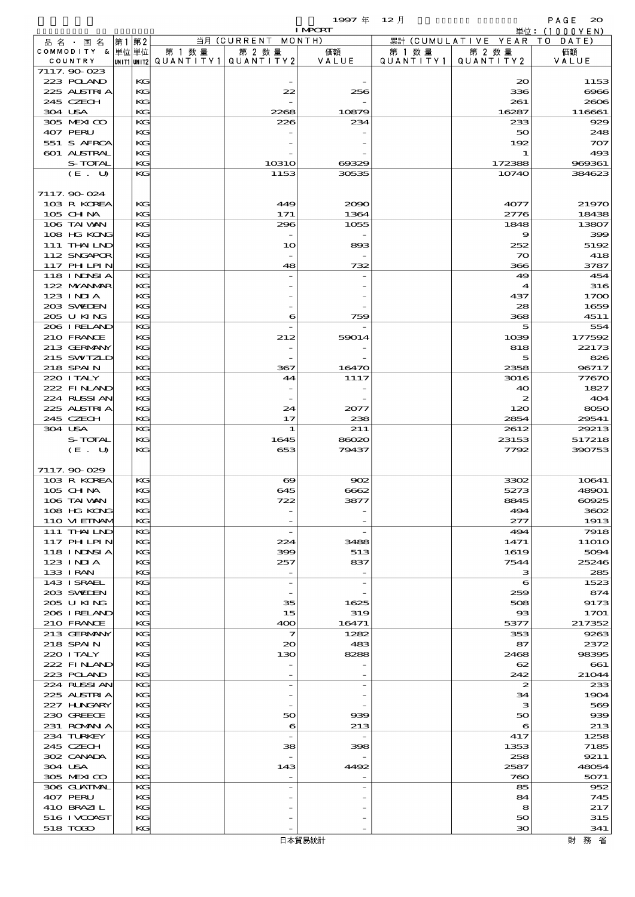1997 年 12 月 IMPORT 単位：(1000YEN)

| 品名・国名 COMMODITY & COUNTRY | 第1 単位 UNIT1 | 第2 単位 UNIT2 | 当月 (CURRENT MONTH) 第1数量 QUANTITY1 | 第2数量 QUANTITY2 | 価額 VALUE | 累計 (CUMULATIVE YEAR TO DATE) 第1数量 QUANTITY1 | 第2数量 QUANTITY2 | 価額 VALUE |
|---|---|---|---|---|---|---|---|---|
| 7117.90-023 | | | | | | | | |
| 223 POLAND | | KG | | - | - | | 20 | 1153 |
| 225 AUSTRIA | | KG | | 22 | 256 | | 336 | 6966 |
| 245 CZECH | | KG | | - | - | | 261 | 2606 |
| 304 USA | | KG | | 2268 | 10879 | | 16287 | 116661 |
| 305 MEXICO | | KG | | 226 | 234 | | 233 | 929 |
| 407 PERU | | KG | | - | - | | 50 | 248 |
| 551 S AFRCA | | KG | | - | - | | 192 | 707 |
| 601 AUSTRAL | | KG | | - | - | | 1 | 493 |
| S-TOTAL | | KG | | 10310 | 69329 | | 172388 | 969361 |
| (E. U) | | KG | | 1153 | 30535 | | 10740 | 384623 |
| 7117.90-024 | | | | | | | | |
| 103 R KOREA | | KG | | 449 | 2090 | | 4077 | 21970 |
| 105 CHINA | | KG | | 171 | 1364 | | 2776 | 18438 |
| 106 TAIWAN | | KG | | 296 | 1055 | | 1848 | 13807 |
| 108 HG KONG | | KG | | - | - | | 9 | 399 |
| 111 THAILND | | KG | | 10 | 893 | | 252 | 5192 |
| 112 SNGAPOR | | KG | | - | - | | 70 | 418 |
| 117 PHLPIN | | KG | | 48 | 732 | | 366 | 3787 |
| 118 INDNSIA | | KG | | - | - | | 49 | 454 |
| 122 MYANMAR | | KG | | - | - | | 4 | 316 |
| 123 INDIA | | KG | | - | - | | 437 | 1700 |
| 203 SWEDEN | | KG | | - | - | | 28 | 1659 |
| 205 U KING | | KG | | 6 | 759 | | 368 | 4511 |
| 206 IRELAND | | KG | | - | - | | 5 | 554 |
| 210 FRANCE | | KG | | 212 | 59014 | | 1039 | 177592 |
| 213 GERMANY | | KG | | - | - | | 818 | 22173 |
| 215 SWITZLD | | KG | | - | - | | 5 | 826 |
| 218 SPAIN | | KG | | 367 | 16470 | | 2358 | 96717 |
| 220 ITALY | | KG | | 44 | 1117 | | 3016 | 77670 |
| 222 FINLAND | | KG | | - | - | | 40 | 1827 |
| 224 RUSSIAN | | KG | | - | - | | 2 | 404 |
| 225 AUSTRIA | | KG | | 24 | 2077 | | 120 | 8050 |
| 245 CZECH | | KG | | 17 | 238 | | 2854 | 29541 |
| 304 USA | | KG | | 1 | 211 | | 2612 | 29213 |
| S-TOTAL | | KG | | 1645 | 86020 | | 23153 | 517218 |
| (E. U) | | KG | | 653 | 79437 | | 7792 | 390753 |
| 7117.90-029 | | | | | | | | |
| 103 R KOREA | | KG | | 69 | 902 | | 3302 | 10641 |
| 105 CHINA | | KG | | 645 | 6662 | | 5273 | 48901 |
| 106 TAIWAN | | KG | | 722 | 3877 | | 8845 | 60925 |
| 108 HG KONG | | KG | | - | - | | 494 | 3602 |
| 110 VIETNAM | | KG | | - | - | | 277 | 1913 |
| 111 THAILND | | KG | | - | - | | 494 | 7918 |
| 117 PHLPIN | | KG | | 224 | 3488 | | 1471 | 11010 |
| 118 INDNSIA | | KG | | 399 | 513 | | 1619 | 5094 |
| 123 INDIA | | KG | | 257 | 837 | | 7544 | 25246 |
| 133 IRAN | | KG | | - | - | | 3 | 285 |
| 143 ISRAEL | | KG | | - | - | | 6 | 1523 |
| 203 SWEDEN | | KG | | - | - | | 259 | 874 |
| 205 U KING | | KG | | 35 | 1625 | | 508 | 9173 |
| 206 IRELAND | | KG | | 15 | 319 | | 93 | 1701 |
| 210 FRANCE | | KG | | 400 | 16471 | | 5377 | 217352 |
| 213 GERMANY | | KG | | 7 | 1282 | | 353 | 9263 |
| 218 SPAIN | | KG | | 20 | 483 | | 87 | 2372 |
| 220 ITALY | | KG | | 130 | 8288 | | 2468 | 98395 |
| 222 FINLAND | | KG | | - | - | | 62 | 661 |
| 223 POLAND | | KG | | - | - | | 242 | 21044 |
| 224 RUSSIAN | | KG | | - | - | | 2 | 233 |
| 225 AUSTRIA | | KG | | - | - | | 34 | 1904 |
| 227 HUNGARY | | KG | | - | - | | 3 | 569 |
| 230 GREECE | | KG | | 50 | 939 | | 50 | 939 |
| 231 ROMANIA | | KG | | 6 | 213 | | 6 | 213 |
| 234 TURKEY | | KG | | - | - | | 417 | 1258 |
| 245 CZECH | | KG | | 38 | 398 | | 1353 | 7185 |
| 302 CANADA | | KG | | - | - | | 258 | 9211 |
| 304 USA | | KG | | 143 | 4492 | | 2587 | 48054 |
| 305 MEXICO | | KG | | - | - | | 760 | 5071 |
| 306 GUATMAL | | KG | | - | - | | 85 | 952 |
| 407 PERU | | KG | | - | - | | 84 | 745 |
| 410 BRAZIL | | KG | | - | - | | 8 | 217 |
| 516 IVCOAST | | KG | | - | - | | 50 | 315 |
| 518 TOGO | | KG | | - | - | | 30 | 341 |

日本貿易統計　財務省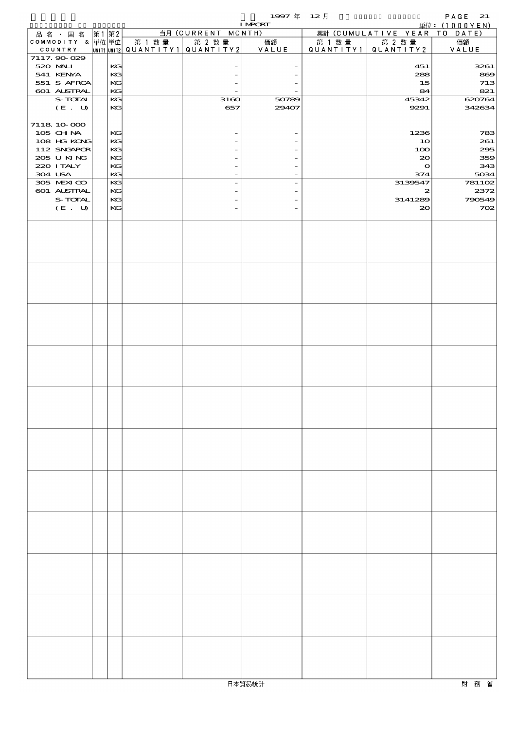1997 年 12 月 IMPORT 単位：(1000YEN)

| 品名・国名 COMMODITY & COUNTRY | 第1 単位 UNIT1 | 第2 単位 UNIT2 | 当月 (CURRENT MONTH) 第1数量 QUANTITY1 | 第2数量 QUANTITY2 | 価額 VALUE | 累計 (CUMULATIVE YEAR TO DATE) 第1数量 QUANTITY1 | 第2数量 QUANTITY2 | 価額 VALUE |
|---|---|---|---|---|---|---|---|---|
| 7117.90-029 | | | | | | | | |
| 520 MALI | | KG | | - | - | | 451 | 3261 |
| 541 KENYA | | KG | | - | - | | 288 | 869 |
| 551 S AFRCA | | KG | | - | - | | 15 | 713 |
| 601 AUSTRAL | | KG | | - | - | | 84 | 821 |
| S-TOTAL | | KG | | 3160 | 50789 | | 45342 | 620764 |
| (E. U) | | KG | | 657 | 29407 | | 9291 | 342634 |
| | | | | | | | | |
| 7118.10-000 | | | | | | | | |
| 105 CHINA | | KG | | - | - | | 1236 | 783 |
| 108 HG KONG | | KG | | - | - | | 10 | 261 |
| 112 SNGAPOR | | KG | | - | - | | 100 | 295 |
| 205 U KING | | KG | | - | - | | 20 | 359 |
| 220 ITALY | | KG | | - | - | | 0 | 343 |
| 304 USA | | KG | | - | - | | 374 | 5034 |
| 305 MEXICO | | KG | | - | - | | 3139547 | 781102 |
| 601 AUSTRAL | | KG | | - | - | | 2 | 2372 |
| S-TOTAL | | KG | | - | - | | 3141289 | 790549 |
| (E. U) | | KG | | - | - | | 20 | 702 |

日本貿易統計　　財務省